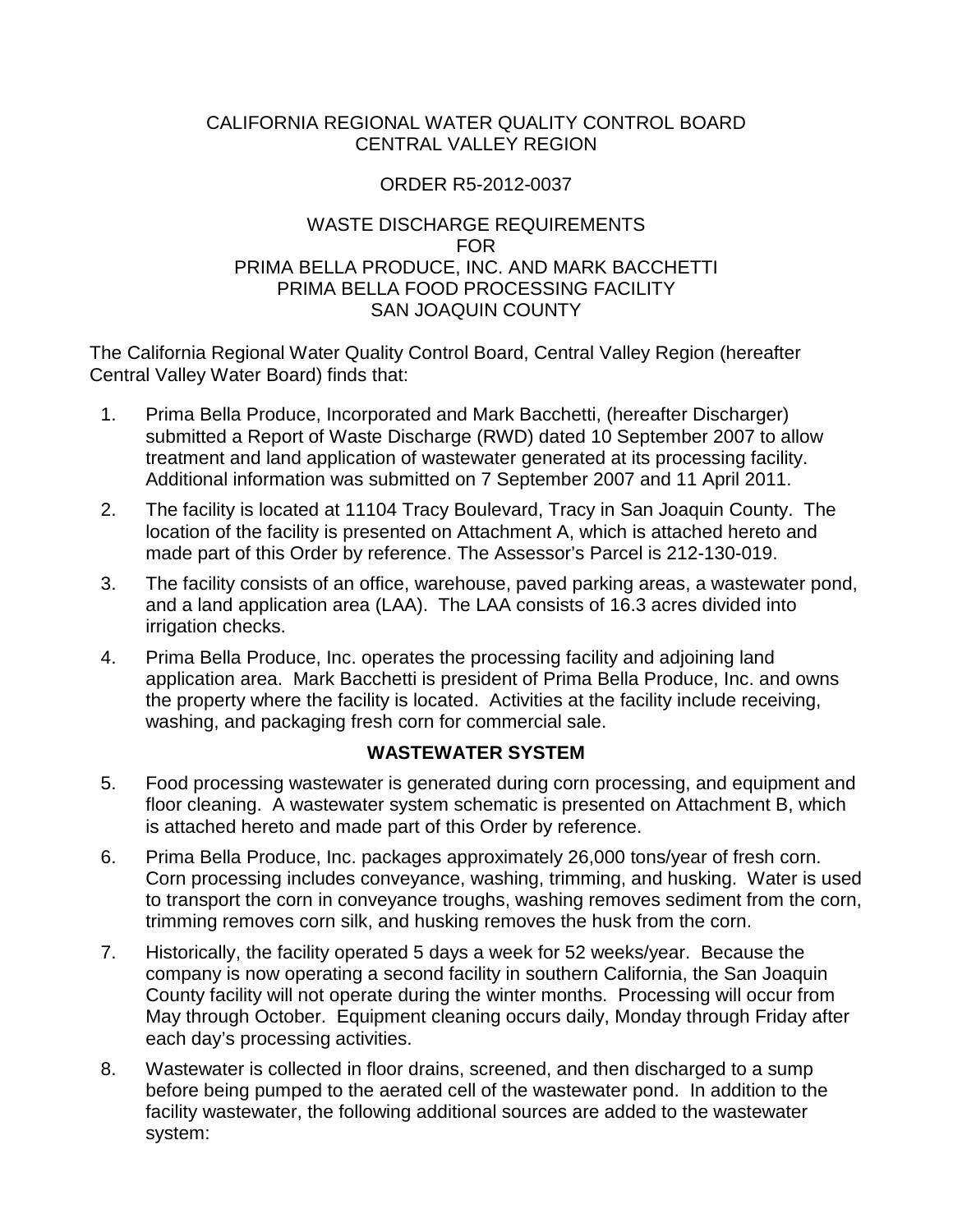CALIFORNIA REGIONAL WATER QUALITY CONTROL BOARD
CENTRAL VALLEY REGION

ORDER R5-2012-0037

WASTE DISCHARGE REQUIREMENTS
FOR
PRIMA BELLA PRODUCE, INC. AND MARK BACCHETTI
PRIMA BELLA FOOD PROCESSING FACILITY
SAN JOAQUIN COUNTY

The California Regional Water Quality Control Board, Central Valley Region (hereafter Central Valley Water Board) finds that:

1. Prima Bella Produce, Incorporated and Mark Bacchetti, (hereafter Discharger) submitted a Report of Waste Discharge (RWD) dated 10 September 2007 to allow treatment and land application of wastewater generated at its processing facility. Additional information was submitted on 7 September 2007 and 11 April 2011.
2. The facility is located at 11104 Tracy Boulevard, Tracy in San Joaquin County. The location of the facility is presented on Attachment A, which is attached hereto and made part of this Order by reference. The Assessor's Parcel is 212-130-019.
3. The facility consists of an office, warehouse, paved parking areas, a wastewater pond, and a land application area (LAA). The LAA consists of 16.3 acres divided into irrigation checks.
4. Prima Bella Produce, Inc. operates the processing facility and adjoining land application area. Mark Bacchetti is president of Prima Bella Produce, Inc. and owns the property where the facility is located. Activities at the facility include receiving, washing, and packaging fresh corn for commercial sale.

## WASTEWATER SYSTEM

5. Food processing wastewater is generated during corn processing, and equipment and floor cleaning. A wastewater system schematic is presented on Attachment B, which is attached hereto and made part of this Order by reference.
6. Prima Bella Produce, Inc. packages approximately 26,000 tons/year of fresh corn. Corn processing includes conveyance, washing, trimming, and husking. Water is used to transport the corn in conveyance troughs, washing removes sediment from the corn, trimming removes corn silk, and husking removes the husk from the corn.
7. Historically, the facility operated 5 days a week for 52 weeks/year. Because the company is now operating a second facility in southern California, the San Joaquin County facility will not operate during the winter months. Processing will occur from May through October. Equipment cleaning occurs daily, Monday through Friday after each day's processing activities.
8. Wastewater is collected in floor drains, screened, and then discharged to a sump before being pumped to the aerated cell of the wastewater pond. In addition to the facility wastewater, the following additional sources are added to the wastewater system: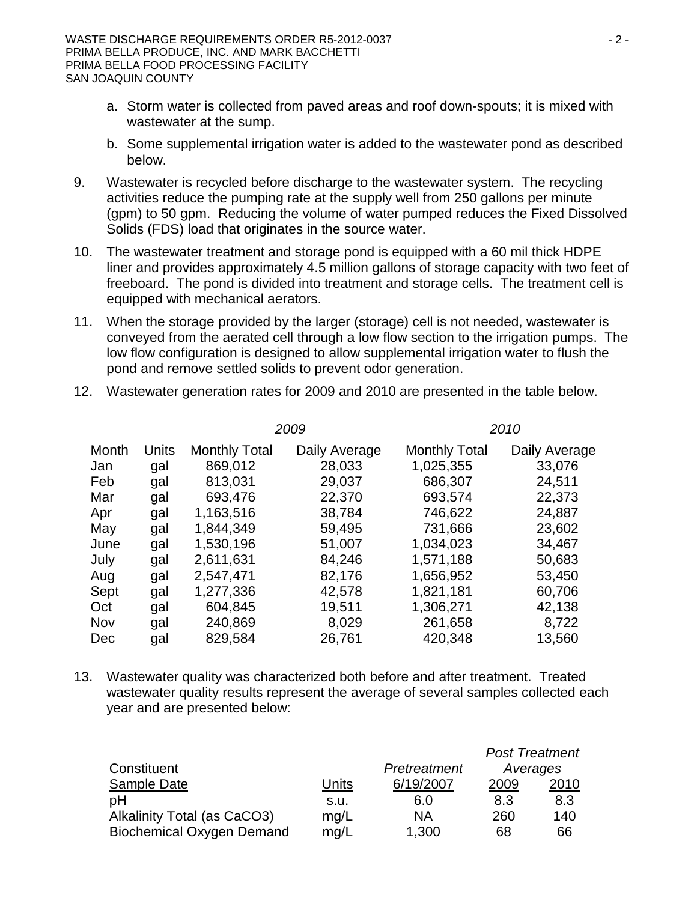a. Storm water is collected from paved areas and roof down-spouts; it is mixed with wastewater at the sump.

b. Some supplemental irrigation water is added to the wastewater pond as described below.

9. Wastewater is recycled before discharge to the wastewater system. The recycling activities reduce the pumping rate at the supply well from 250 gallons per minute (gpm) to 50 gpm. Reducing the volume of water pumped reduces the Fixed Dissolved Solids (FDS) load that originates in the source water.

10. The wastewater treatment and storage pond is equipped with a 60 mil thick HDPE liner and provides approximately 4.5 million gallons of storage capacity with two feet of freeboard. The pond is divided into treatment and storage cells. The treatment cell is equipped with mechanical aerators.

11. When the storage provided by the larger (storage) cell is not needed, wastewater is conveyed from the aerated cell through a low flow section to the irrigation pumps. The low flow configuration is designed to allow supplemental irrigation water to flush the pond and remove settled solids to prevent odor generation.

12. Wastewater generation rates for 2009 and 2010 are presented in the table below.

| | | *2009* | | *2010* | |
|---|---|---|---|---|---|
| Month | Units | Monthly Total | Daily Average | Monthly Total | Daily Average |
| Jan | gal | 869,012 | 28,033 | 1,025,355 | 33,076 |
| Feb | gal | 813,031 | 29,037 | 686,307 | 24,511 |
| Mar | gal | 693,476 | 22,370 | 693,574 | 22,373 |
| Apr | gal | 1,163,516 | 38,784 | 746,622 | 24,887 |
| May | gal | 1,844,349 | 59,495 | 731,666 | 23,602 |
| June | gal | 1,530,196 | 51,007 | 1,034,023 | 34,467 |
| July | gal | 2,611,631 | 84,246 | 1,571,188 | 50,683 |
| Aug | gal | 2,547,471 | 82,176 | 1,656,952 | 53,450 |
| Sept | gal | 1,277,336 | 42,578 | 1,821,181 | 60,706 |
| Oct | gal | 604,845 | 19,511 | 1,306,271 | 42,138 |
| Nov | gal | 240,869 | 8,029 | 261,658 | 8,722 |
| Dec | gal | 829,584 | 26,761 | 420,348 | 13,560 |

13. Wastewater quality was characterized both before and after treatment. Treated wastewater quality results represent the average of several samples collected each year and are presented below:

| Constituent | | *Pretreatment* | *Post Treatment Averages* | |
|---|---|---|---|---|
| Sample Date | Units | 6/19/2007 | 2009 | 2010 |
| pH | s.u. | 6.0 | 8.3 | 8.3 |
| Alkalinity Total (as CaCO3) | mg/L | NA | 260 | 140 |
| Biochemical Oxygen Demand | mg/L | 1,300 | 68 | 66 |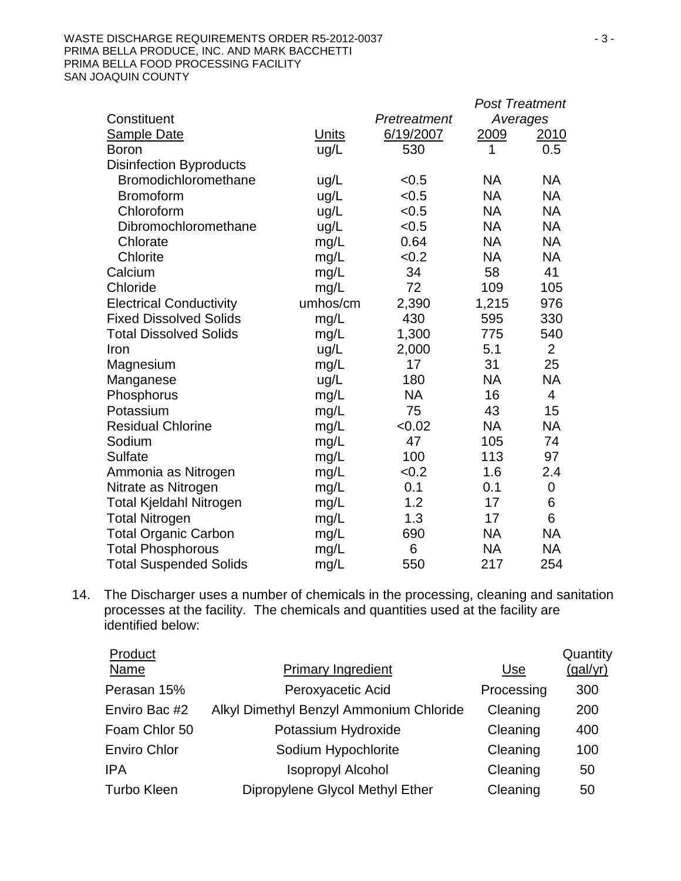| Constituent | | *Pretreatment* | *Post Treatment Averages* | |
|---|---|---|---|---|
| Sample Date | Units | 6/19/2007 | 2009 | 2010 |
| Boron | ug/L | 530 | 1 | 0.5 |
| Disinfection Byproducts | | | | |
| Bromodichloromethane | ug/L | <0.5 | NA | NA |
| Bromoform | ug/L | <0.5 | NA | NA |
| Chloroform | ug/L | <0.5 | NA | NA |
| Dibromochloromethane | ug/L | <0.5 | NA | NA |
| Chlorate | mg/L | 0.64 | NA | NA |
| Chlorite | mg/L | <0.2 | NA | NA |
| Calcium | mg/L | 34 | 58 | 41 |
| Chloride | mg/L | 72 | 109 | 105 |
| Electrical Conductivity | umhos/cm | 2,390 | 1,215 | 976 |
| Fixed Dissolved Solids | mg/L | 430 | 595 | 330 |
| Total Dissolved Solids | mg/L | 1,300 | 775 | 540 |
| Iron | ug/L | 2,000 | 5.1 | 2 |
| Magnesium | mg/L | 17 | 31 | 25 |
| Manganese | ug/L | 180 | NA | NA |
| Phosphorus | mg/L | NA | 16 | 4 |
| Potassium | mg/L | 75 | 43 | 15 |
| Residual Chlorine | mg/L | <0.02 | NA | NA |
| Sodium | mg/L | 47 | 105 | 74 |
| Sulfate | mg/L | 100 | 113 | 97 |
| Ammonia as Nitrogen | mg/L | <0.2 | 1.6 | 2.4 |
| Nitrate as Nitrogen | mg/L | 0.1 | 0.1 | 0 |
| Total Kjeldahl Nitrogen | mg/L | 1.2 | 17 | 6 |
| Total Nitrogen | mg/L | 1.3 | 17 | 6 |
| Total Organic Carbon | mg/L | 690 | NA | NA |
| Total Phosphorous | mg/L | 6 | NA | NA |
| Total Suspended Solids | mg/L | 550 | 217 | 254 |

14. The Discharger uses a number of chemicals in the processing, cleaning and sanitation processes at the facility. The chemicals and quantities used at the facility are identified below:

| Product Name | Primary Ingredient | Use | Quantity (gal/yr) |
|---|---|---|---|
| Perasan 15% | Peroxyacetic Acid | Processing | 300 |
| Enviro Bac #2 | Alkyl Dimethyl Benzyl Ammonium Chloride | Cleaning | 200 |
| Foam Chlor 50 | Potassium Hydroxide | Cleaning | 400 |
| Enviro Chlor | Sodium Hypochlorite | Cleaning | 100 |
| IPA | Isopropyl Alcohol | Cleaning | 50 |
| Turbo Kleen | Dipropylene Glycol Methyl Ether | Cleaning | 50 |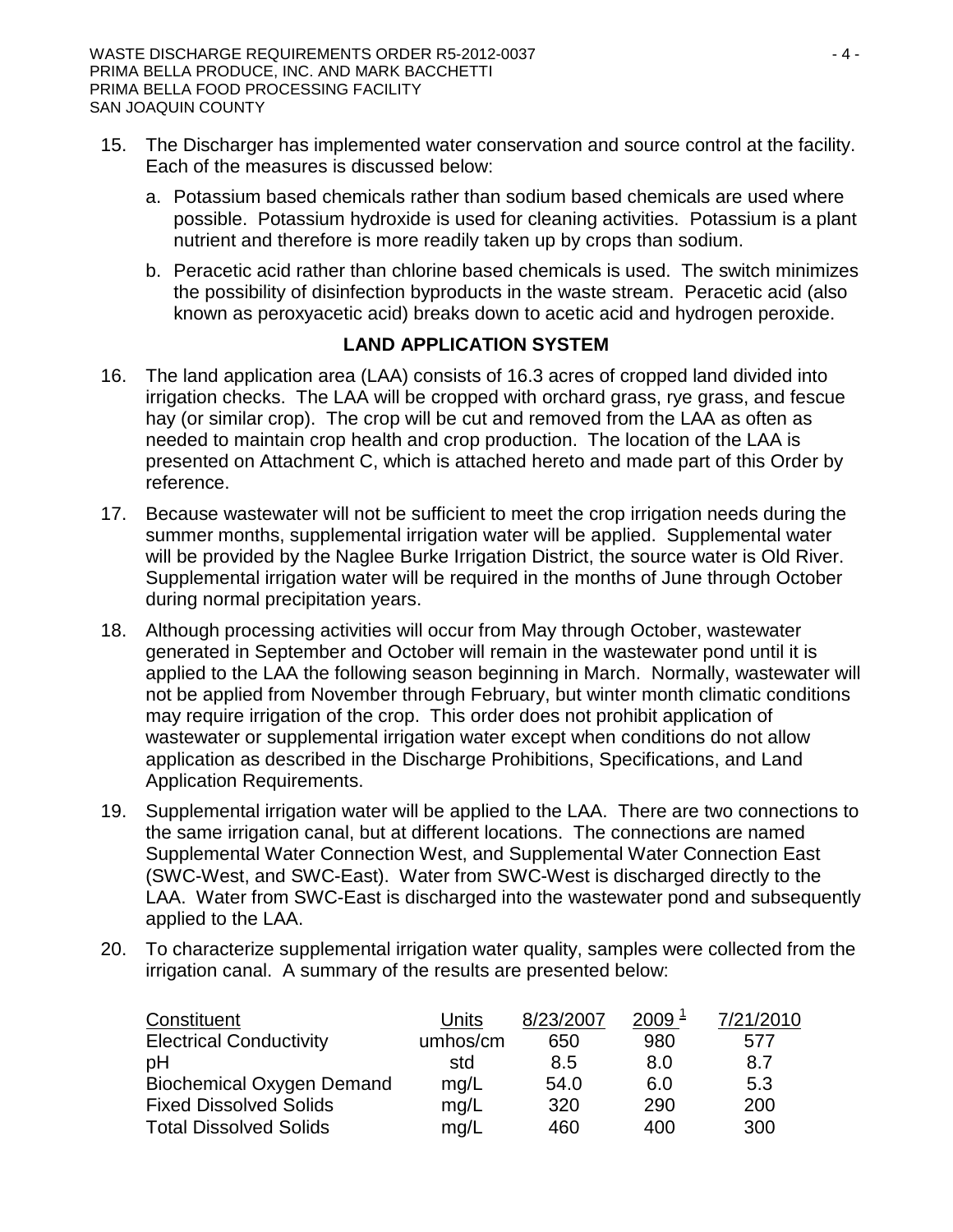15. The Discharger has implemented water conservation and source control at the facility. Each of the measures is discussed below:

    a. Potassium based chemicals rather than sodium based chemicals are used where possible. Potassium hydroxide is used for cleaning activities. Potassium is a plant nutrient and therefore is more readily taken up by crops than sodium.

    b. Peracetic acid rather than chlorine based chemicals is used. The switch minimizes the possibility of disinfection byproducts in the waste stream. Peracetic acid (also known as peroxyacetic acid) breaks down to acetic acid and hydrogen peroxide.

## LAND APPLICATION SYSTEM

16. The land application area (LAA) consists of 16.3 acres of cropped land divided into irrigation checks. The LAA will be cropped with orchard grass, rye grass, and fescue hay (or similar crop). The crop will be cut and removed from the LAA as often as needed to maintain crop health and crop production. The location of the LAA is presented on Attachment C, which is attached hereto and made part of this Order by reference.

17. Because wastewater will not be sufficient to meet the crop irrigation needs during the summer months, supplemental irrigation water will be applied. Supplemental water will be provided by the Naglee Burke Irrigation District, the source water is Old River. Supplemental irrigation water will be required in the months of June through October during normal precipitation years.

18. Although processing activities will occur from May through October, wastewater generated in September and October will remain in the wastewater pond until it is applied to the LAA the following season beginning in March. Normally, wastewater will not be applied from November through February, but winter month climatic conditions may require irrigation of the crop. This order does not prohibit application of wastewater or supplemental irrigation water except when conditions do not allow application as described in the Discharge Prohibitions, Specifications, and Land Application Requirements.

19. Supplemental irrigation water will be applied to the LAA. There are two connections to the same irrigation canal, but at different locations. The connections are named Supplemental Water Connection West, and Supplemental Water Connection East (SWC-West, and SWC-East). Water from SWC-West is discharged directly to the LAA. Water from SWC-East is discharged into the wastewater pond and subsequently applied to the LAA.

20. To characterize supplemental irrigation water quality, samples were collected from the irrigation canal. A summary of the results are presented below:

| Constituent | Units | 8/23/2007 | 2009 [1] | 7/21/2010 |
|---|---|---|---|---|
| Electrical Conductivity | umhos/cm | 650 | 980 | 577 |
| pH | std | 8.5 | 8.0 | 8.7 |
| Biochemical Oxygen Demand | mg/L | 54.0 | 6.0 | 5.3 |
| Fixed Dissolved Solids | mg/L | 320 | 290 | 200 |
| Total Dissolved Solids | mg/L | 460 | 400 | 300 |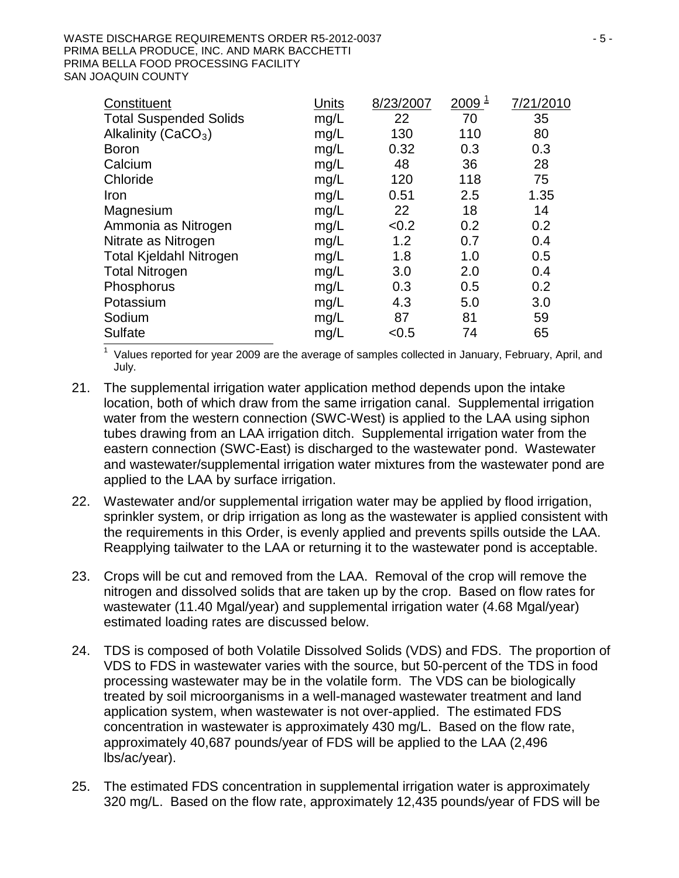| Constituent | Units | 8/23/2007 | 2009 [1] | 7/21/2010 |
|---|---|---|---|---|
| Total Suspended Solids | mg/L | 22 | 70 | 35 |
| Alkalinity ($CaCO_3$) | mg/L | 130 | 110 | 80 |
| Boron | mg/L | 0.32 | 0.3 | 0.3 |
| Calcium | mg/L | 48 | 36 | 28 |
| Chloride | mg/L | 120 | 118 | 75 |
| Iron | mg/L | 0.51 | 2.5 | 1.35 |
| Magnesium | mg/L | 22 | 18 | 14 |
| Ammonia as Nitrogen | mg/L | <0.2 | 0.2 | 0.2 |
| Nitrate as Nitrogen | mg/L | 1.2 | 0.7 | 0.4 |
| Total Kjeldahl Nitrogen | mg/L | 1.8 | 1.0 | 0.5 |
| Total Nitrogen | mg/L | 3.0 | 2.0 | 0.4 |
| Phosphorus | mg/L | 0.3 | 0.5 | 0.2 |
| Potassium | mg/L | 4.3 | 5.0 | 3.0 |
| Sodium | mg/L | 87 | 81 | 59 |
| Sulfate | mg/L | <0.5 | 74 | 65 |

[1] Values reported for year 2009 are the average of samples collected in January, February, April, and July.

21. The supplemental irrigation water application method depends upon the intake location, both of which draw from the same irrigation canal. Supplemental irrigation water from the western connection (SWC-West) is applied to the LAA using siphon tubes drawing from an LAA irrigation ditch. Supplemental irrigation water from the eastern connection (SWC-East) is discharged to the wastewater pond. Wastewater and wastewater/supplemental irrigation water mixtures from the wastewater pond are applied to the LAA by surface irrigation.

22. Wastewater and/or supplemental irrigation water may be applied by flood irrigation, sprinkler system, or drip irrigation as long as the wastewater is applied consistent with the requirements in this Order, is evenly applied and prevents spills outside the LAA. Reapplying tailwater to the LAA or returning it to the wastewater pond is acceptable.

23. Crops will be cut and removed from the LAA. Removal of the crop will remove the nitrogen and dissolved solids that are taken up by the crop. Based on flow rates for wastewater (11.40 Mgal/year) and supplemental irrigation water (4.68 Mgal/year) estimated loading rates are discussed below.

24. TDS is composed of both Volatile Dissolved Solids (VDS) and FDS. The proportion of VDS to FDS in wastewater varies with the source, but 50-percent of the TDS in food processing wastewater may be in the volatile form. The VDS can be biologically treated by soil microorganisms in a well-managed wastewater treatment and land application system, when wastewater is not over-applied. The estimated FDS concentration in wastewater is approximately 430 mg/L. Based on the flow rate, approximately 40,687 pounds/year of FDS will be applied to the LAA (2,496 lbs/ac/year).

25. The estimated FDS concentration in supplemental irrigation water is approximately 320 mg/L. Based on the flow rate, approximately 12,435 pounds/year of FDS will be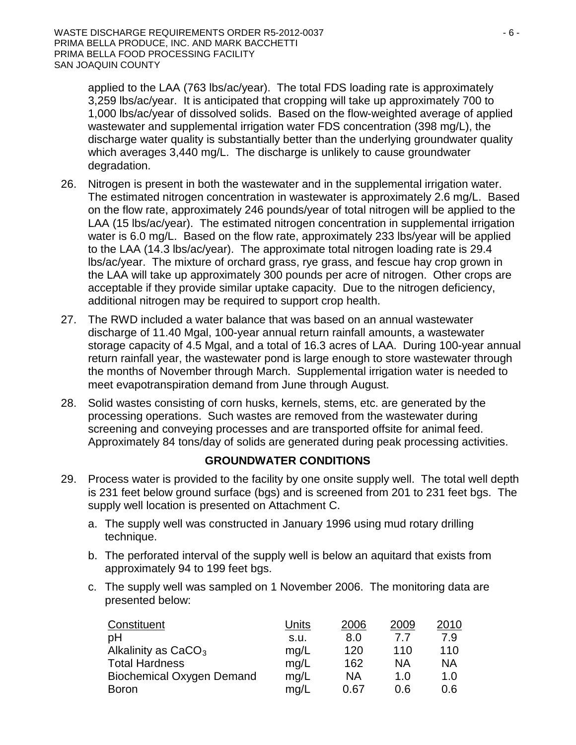applied to the LAA (763 lbs/ac/year). The total FDS loading rate is approximately 3,259 lbs/ac/year. It is anticipated that cropping will take up approximately 700 to 1,000 lbs/ac/year of dissolved solids. Based on the flow-weighted average of applied wastewater and supplemental irrigation water FDS concentration (398 mg/L), the discharge water quality is substantially better than the underlying groundwater quality which averages 3,440 mg/L. The discharge is unlikely to cause groundwater degradation.

26. Nitrogen is present in both the wastewater and in the supplemental irrigation water. The estimated nitrogen concentration in wastewater is approximately 2.6 mg/L. Based on the flow rate, approximately 246 pounds/year of total nitrogen will be applied to the LAA (15 lbs/ac/year). The estimated nitrogen concentration in supplemental irrigation water is 6.0 mg/L. Based on the flow rate, approximately 233 lbs/year will be applied to the LAA (14.3 lbs/ac/year). The approximate total nitrogen loading rate is 29.4 lbs/ac/year. The mixture of orchard grass, rye grass, and fescue hay crop grown in the LAA will take up approximately 300 pounds per acre of nitrogen. Other crops are acceptable if they provide similar uptake capacity. Due to the nitrogen deficiency, additional nitrogen may be required to support crop health.

27. The RWD included a water balance that was based on an annual wastewater discharge of 11.40 Mgal, 100-year annual return rainfall amounts, a wastewater storage capacity of 4.5 Mgal, and a total of 16.3 acres of LAA. During 100-year annual return rainfall year, the wastewater pond is large enough to store wastewater through the months of November through March. Supplemental irrigation water is needed to meet evapotranspiration demand from June through August.

28. Solid wastes consisting of corn husks, kernels, stems, etc. are generated by the processing operations. Such wastes are removed from the wastewater during screening and conveying processes and are transported offsite for animal feed. Approximately 84 tons/day of solids are generated during peak processing activities.

## GROUNDWATER CONDITIONS

29. Process water is provided to the facility by one onsite supply well. The total well depth is 231 feet below ground surface (bgs) and is screened from 201 to 231 feet bgs. The supply well location is presented on Attachment C.

    a. The supply well was constructed in January 1996 using mud rotary drilling technique.

    b. The perforated interval of the supply well is below an aquitard that exists from approximately 94 to 199 feet bgs.

    c. The supply well was sampled on 1 November 2006. The monitoring data are presented below:

| Constituent | Units | 2006 | 2009 | 2010 |
|---|---|---|---|---|
| pH | s.u. | 8.0 | 7.7 | 7.9 |
| Alkalinity as $CaCO_3$ | mg/L | 120 | 110 | 110 |
| Total Hardness | mg/L | 162 | NA | NA |
| Biochemical Oxygen Demand | mg/L | NA | 1.0 | 1.0 |
| Boron | mg/L | 0.67 | 0.6 | 0.6 |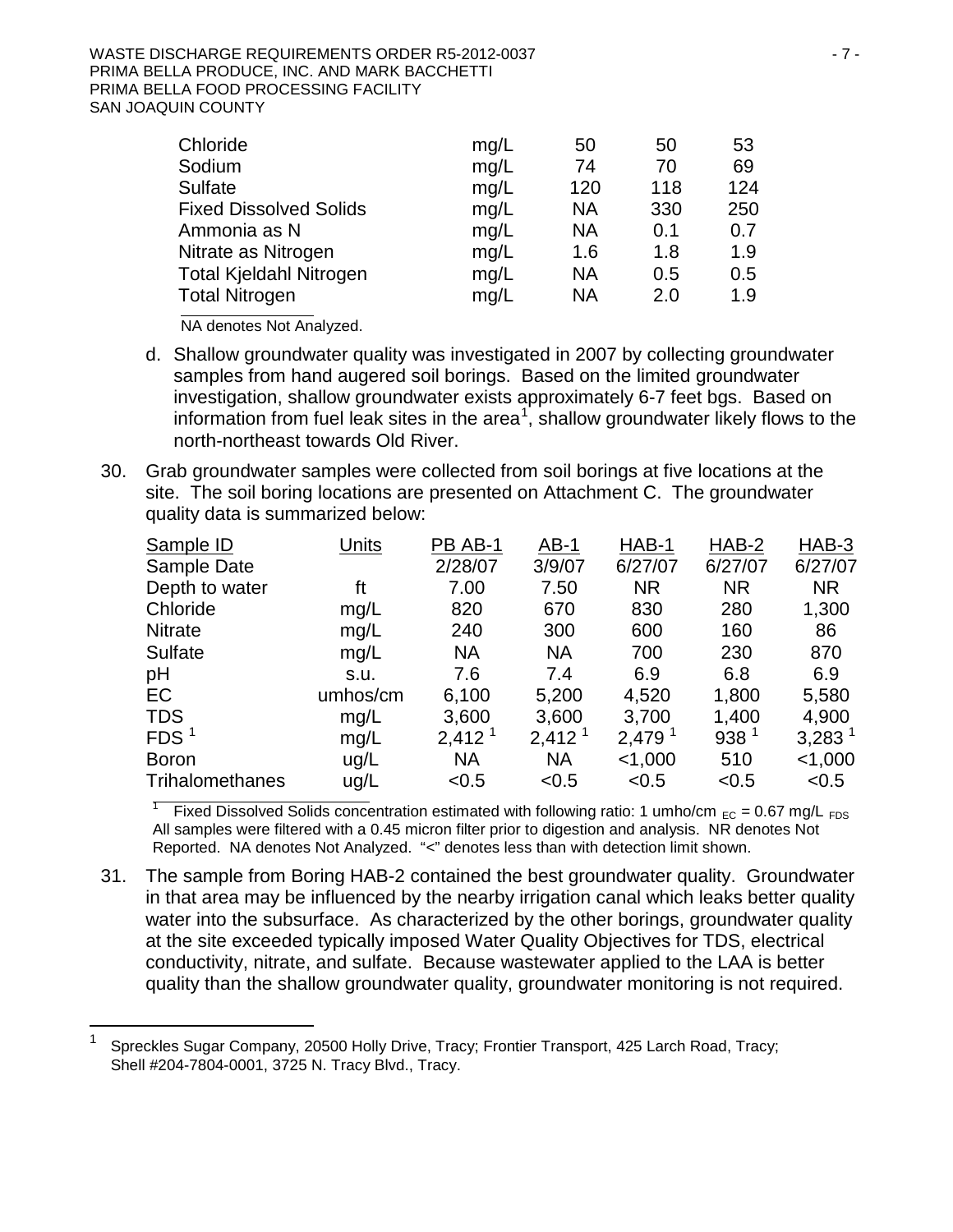| | | | | |
|---|---|---|---|---|
| Chloride | mg/L | 50 | 50 | 53 |
| Sodium | mg/L | 74 | 70 | 69 |
| Sulfate | mg/L | 120 | 118 | 124 |
| Fixed Dissolved Solids | mg/L | NA | 330 | 250 |
| Ammonia as N | mg/L | NA | 0.1 | 0.7 |
| Nitrate as Nitrogen | mg/L | 1.6 | 1.8 | 1.9 |
| Total Kjeldahl Nitrogen | mg/L | NA | 0.5 | 0.5 |
| Total Nitrogen | mg/L | NA | 2.0 | 1.9 |

NA denotes Not Analyzed.

d. Shallow groundwater quality was investigated in 2007 by collecting groundwater samples from hand augered soil borings. Based on the limited groundwater investigation, shallow groundwater exists approximately 6-7 feet bgs. Based on information from fuel leak sites in the area[1], shallow groundwater likely flows to the north-northeast towards Old River.

30. Grab groundwater samples were collected from soil borings at five locations at the site. The soil boring locations are presented on Attachment C. The groundwater quality data is summarized below:

| Sample ID | Units | PB AB-1 | AB-1 | HAB-1 | HAB-2 | HAB-3 |
|---|---|---|---|---|---|---|
| Sample Date | | 2/28/07 | 3/9/07 | 6/27/07 | 6/27/07 | 6/27/07 |
| Depth to water | ft | 7.00 | 7.50 | NR | NR | NR |
| Chloride | mg/L | 820 | 670 | 830 | 280 | 1,300 |
| Nitrate | mg/L | 240 | 300 | 600 | 160 | 86 |
| Sulfate | mg/L | NA | NA | 700 | 230 | 870 |
| pH | s.u. | 7.6 | 7.4 | 6.9 | 6.8 | 6.9 |
| EC | umhos/cm | 6,100 | 5,200 | 4,520 | 1,800 | 5,580 |
| TDS | mg/L | 3,600 | 3,600 | 3,700 | 1,400 | 4,900 |
| FDS [1] | mg/L | 2,412 [1] | 2,412 [1] | 2,479 [1] | 938 [1] | 3,283 [1] |
| Boron | ug/L | NA | NA | <1,000 | 510 | <1,000 |
| Trihalomethanes | ug/L | <0.5 | <0.5 | <0.5 | <0.5 | <0.5 |

[1] Fixed Dissolved Solids concentration estimated with following ratio: 1 umho/cm $_{EC}$ = 0.67 mg/L $_{FDS}$
All samples were filtered with a 0.45 micron filter prior to digestion and analysis. NR denotes Not Reported. NA denotes Not Analyzed. "<" denotes less than with detection limit shown.

31. The sample from Boring HAB-2 contained the best groundwater quality. Groundwater in that area may be influenced by the nearby irrigation canal which leaks better quality water into the subsurface. As characterized by the other borings, groundwater quality at the site exceeded typically imposed Water Quality Objectives for TDS, electrical conductivity, nitrate, and sulfate. Because wastewater applied to the LAA is better quality than the shallow groundwater quality, groundwater monitoring is not required.

---

[1] Spreckles Sugar Company, 20500 Holly Drive, Tracy; Frontier Transport, 425 Larch Road, Tracy; Shell #204-7804-0001, 3725 N. Tracy Blvd., Tracy.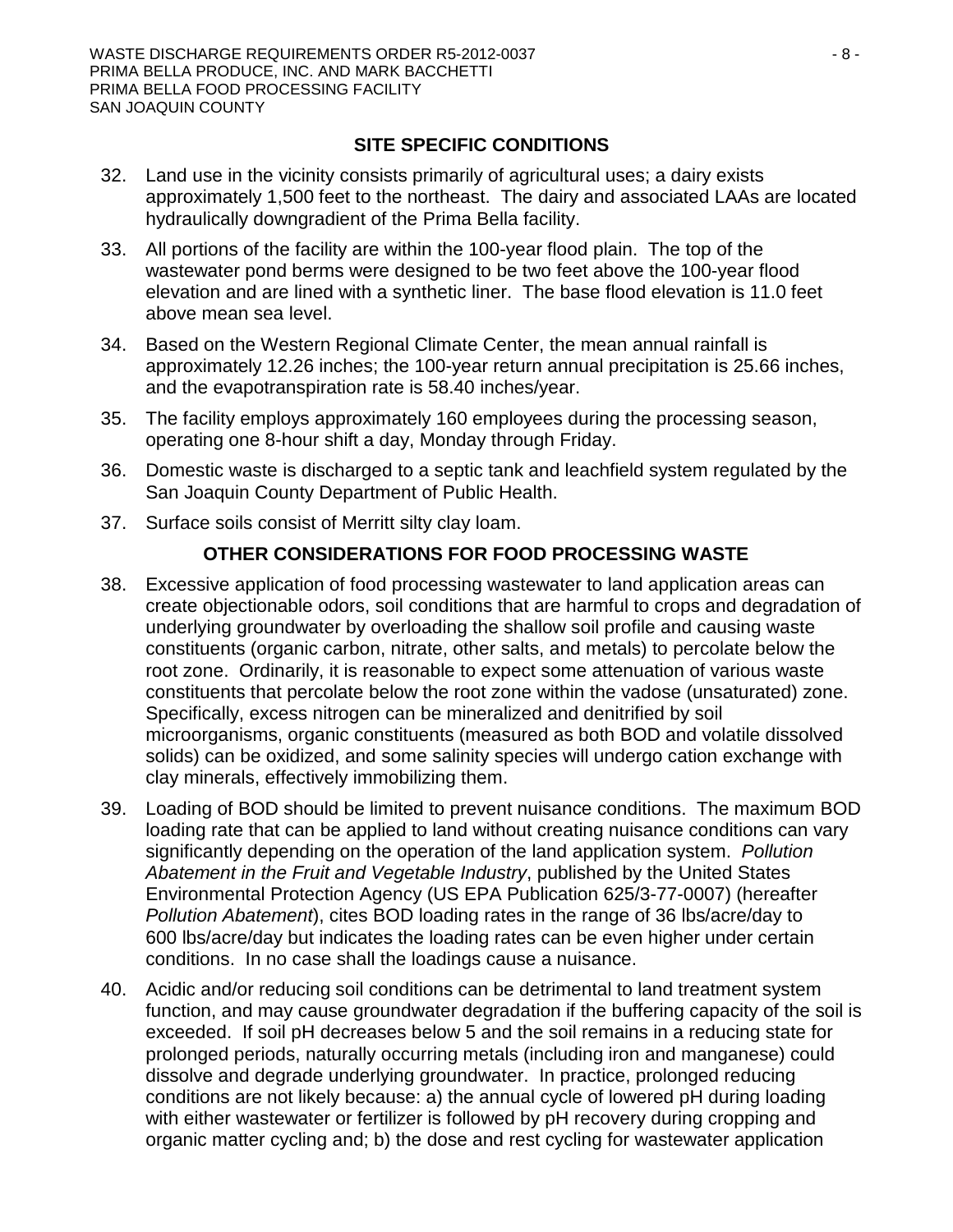## SITE SPECIFIC CONDITIONS

32. Land use in the vicinity consists primarily of agricultural uses; a dairy exists approximately 1,500 feet to the northeast. The dairy and associated LAAs are located hydraulically downgradient of the Prima Bella facility.

33. All portions of the facility are within the 100-year flood plain. The top of the wastewater pond berms were designed to be two feet above the 100-year flood elevation and are lined with a synthetic liner. The base flood elevation is 11.0 feet above mean sea level.

34. Based on the Western Regional Climate Center, the mean annual rainfall is approximately 12.26 inches; the 100-year return annual precipitation is 25.66 inches, and the evapotranspiration rate is 58.40 inches/year.

35. The facility employs approximately 160 employees during the processing season, operating one 8-hour shift a day, Monday through Friday.

36. Domestic waste is discharged to a septic tank and leachfield system regulated by the San Joaquin County Department of Public Health.

37. Surface soils consist of Merritt silty clay loam.

## OTHER CONSIDERATIONS FOR FOOD PROCESSING WASTE

38. Excessive application of food processing wastewater to land application areas can create objectionable odors, soil conditions that are harmful to crops and degradation of underlying groundwater by overloading the shallow soil profile and causing waste constituents (organic carbon, nitrate, other salts, and metals) to percolate below the root zone. Ordinarily, it is reasonable to expect some attenuation of various waste constituents that percolate below the root zone within the vadose (unsaturated) zone. Specifically, excess nitrogen can be mineralized and denitrified by soil microorganisms, organic constituents (measured as both BOD and volatile dissolved solids) can be oxidized, and some salinity species will undergo cation exchange with clay minerals, effectively immobilizing them.

39. Loading of BOD should be limited to prevent nuisance conditions. The maximum BOD loading rate that can be applied to land without creating nuisance conditions can vary significantly depending on the operation of the land application system. *Pollution Abatement in the Fruit and Vegetable Industry*, published by the United States Environmental Protection Agency (US EPA Publication 625/3-77-0007) (hereafter *Pollution Abatement*), cites BOD loading rates in the range of 36 lbs/acre/day to 600 lbs/acre/day but indicates the loading rates can be even higher under certain conditions. In no case shall the loadings cause a nuisance.

40. Acidic and/or reducing soil conditions can be detrimental to land treatment system function, and may cause groundwater degradation if the buffering capacity of the soil is exceeded. If soil pH decreases below 5 and the soil remains in a reducing state for prolonged periods, naturally occurring metals (including iron and manganese) could dissolve and degrade underlying groundwater. In practice, prolonged reducing conditions are not likely because: a) the annual cycle of lowered pH during loading with either wastewater or fertilizer is followed by pH recovery during cropping and organic matter cycling and; b) the dose and rest cycling for wastewater application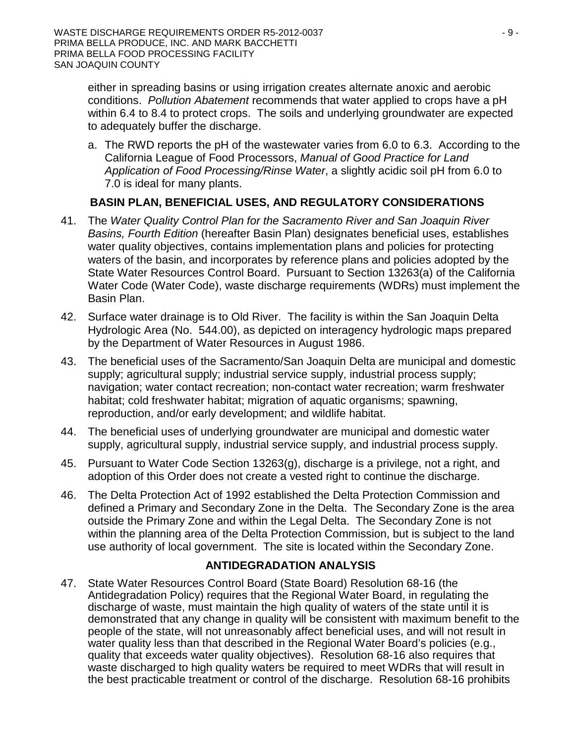either in spreading basins or using irrigation creates alternate anoxic and aerobic conditions. *Pollution Abatement* recommends that water applied to crops have a pH within 6.4 to 8.4 to protect crops. The soils and underlying groundwater are expected to adequately buffer the discharge.

a. The RWD reports the pH of the wastewater varies from 6.0 to 6.3. According to the California League of Food Processors, *Manual of Good Practice for Land Application of Food Processing/Rinse Water*, a slightly acidic soil pH from 6.0 to 7.0 is ideal for many plants.

## BASIN PLAN, BENEFICIAL USES, AND REGULATORY CONSIDERATIONS

41. The *Water Quality Control Plan for the Sacramento River and San Joaquin River Basins, Fourth Edition* (hereafter Basin Plan) designates beneficial uses, establishes water quality objectives, contains implementation plans and policies for protecting waters of the basin, and incorporates by reference plans and policies adopted by the State Water Resources Control Board. Pursuant to Section 13263(a) of the California Water Code (Water Code), waste discharge requirements (WDRs) must implement the Basin Plan.

42. Surface water drainage is to Old River. The facility is within the San Joaquin Delta Hydrologic Area (No. 544.00), as depicted on interagency hydrologic maps prepared by the Department of Water Resources in August 1986.

43. The beneficial uses of the Sacramento/San Joaquin Delta are municipal and domestic supply; agricultural supply; industrial service supply, industrial process supply; navigation; water contact recreation; non-contact water recreation; warm freshwater habitat; cold freshwater habitat; migration of aquatic organisms; spawning, reproduction, and/or early development; and wildlife habitat.

44. The beneficial uses of underlying groundwater are municipal and domestic water supply, agricultural supply, industrial service supply, and industrial process supply.

45. Pursuant to Water Code Section 13263(g), discharge is a privilege, not a right, and adoption of this Order does not create a vested right to continue the discharge.

46. The Delta Protection Act of 1992 established the Delta Protection Commission and defined a Primary and Secondary Zone in the Delta. The Secondary Zone is the area outside the Primary Zone and within the Legal Delta. The Secondary Zone is not within the planning area of the Delta Protection Commission, but is subject to the land use authority of local government. The site is located within the Secondary Zone.

## ANTIDEGRADATION ANALYSIS

47. State Water Resources Control Board (State Board) Resolution 68-16 (the Antidegradation Policy) requires that the Regional Water Board, in regulating the discharge of waste, must maintain the high quality of waters of the state until it is demonstrated that any change in quality will be consistent with maximum benefit to the people of the state, will not unreasonably affect beneficial uses, and will not result in water quality less than that described in the Regional Water Board's policies (e.g., quality that exceeds water quality objectives). Resolution 68-16 also requires that waste discharged to high quality waters be required to meet WDRs that will result in the best practicable treatment or control of the discharge. Resolution 68-16 prohibits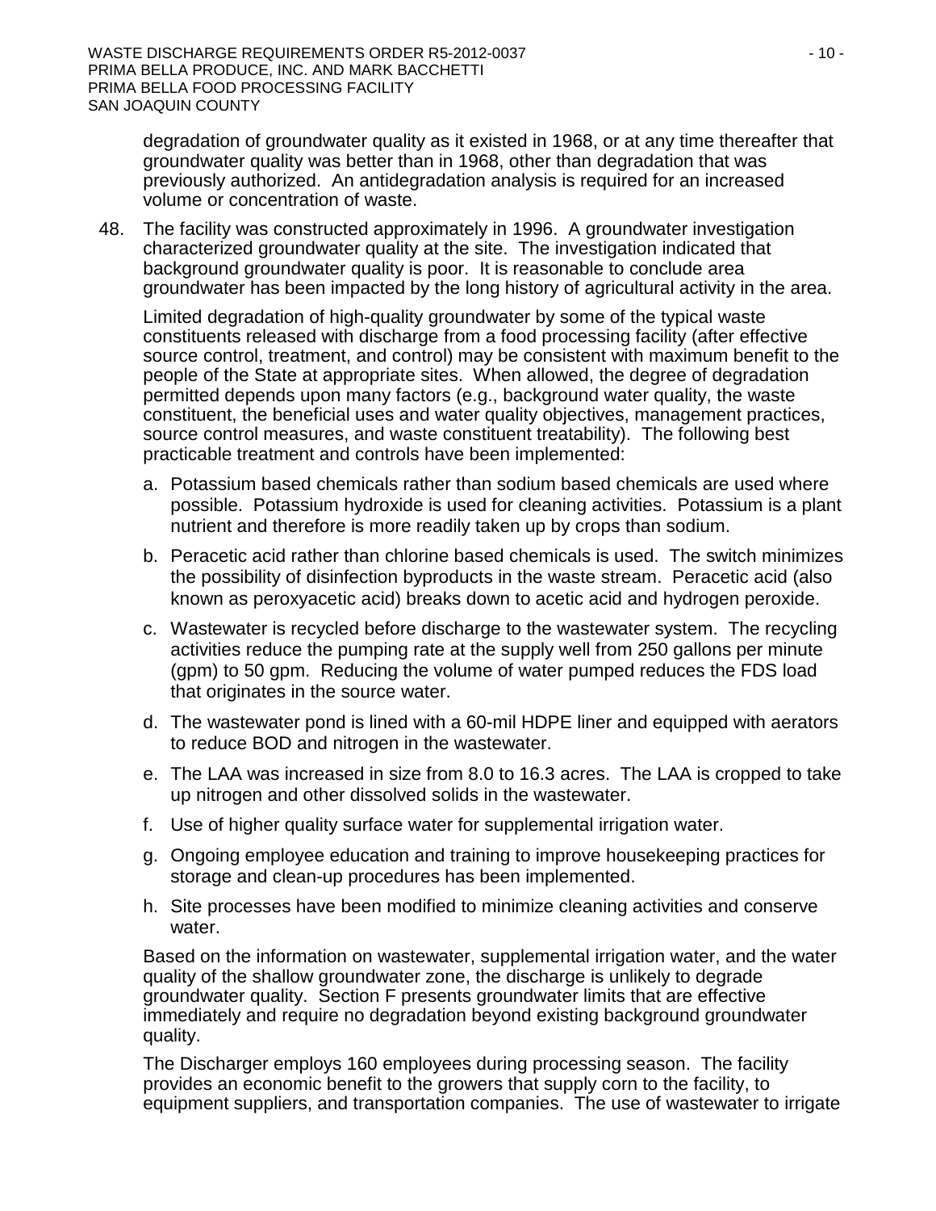degradation of groundwater quality as it existed in 1968, or at any time thereafter that groundwater quality was better than in 1968, other than degradation that was previously authorized. An antidegradation analysis is required for an increased volume or concentration of waste.

48. The facility was constructed approximately in 1996. A groundwater investigation characterized groundwater quality at the site. The investigation indicated that background groundwater quality is poor. It is reasonable to conclude area groundwater has been impacted by the long history of agricultural activity in the area.

    Limited degradation of high-quality groundwater by some of the typical waste constituents released with discharge from a food processing facility (after effective source control, treatment, and control) may be consistent with maximum benefit to the people of the State at appropriate sites. When allowed, the degree of degradation permitted depends upon many factors (e.g., background water quality, the waste constituent, the beneficial uses and water quality objectives, management practices, source control measures, and waste constituent treatability). The following best practicable treatment and controls have been implemented:

    a. Potassium based chemicals rather than sodium based chemicals are used where possible. Potassium hydroxide is used for cleaning activities. Potassium is a plant nutrient and therefore is more readily taken up by crops than sodium.

    b. Peracetic acid rather than chlorine based chemicals is used. The switch minimizes the possibility of disinfection byproducts in the waste stream. Peracetic acid (also known as peroxyacetic acid) breaks down to acetic acid and hydrogen peroxide.

    c. Wastewater is recycled before discharge to the wastewater system. The recycling activities reduce the pumping rate at the supply well from 250 gallons per minute (gpm) to 50 gpm. Reducing the volume of water pumped reduces the FDS load that originates in the source water.

    d. The wastewater pond is lined with a 60-mil HDPE liner and equipped with aerators to reduce BOD and nitrogen in the wastewater.

    e. The LAA was increased in size from 8.0 to 16.3 acres. The LAA is cropped to take up nitrogen and other dissolved solids in the wastewater.

    f. Use of higher quality surface water for supplemental irrigation water.

    g. Ongoing employee education and training to improve housekeeping practices for storage and clean-up procedures has been implemented.

    h. Site processes have been modified to minimize cleaning activities and conserve water.

    Based on the information on wastewater, supplemental irrigation water, and the water quality of the shallow groundwater zone, the discharge is unlikely to degrade groundwater quality. Section F presents groundwater limits that are effective immediately and require no degradation beyond existing background groundwater quality.

    The Discharger employs 160 employees during processing season. The facility provides an economic benefit to the growers that supply corn to the facility, to equipment suppliers, and transportation companies. The use of wastewater to irrigate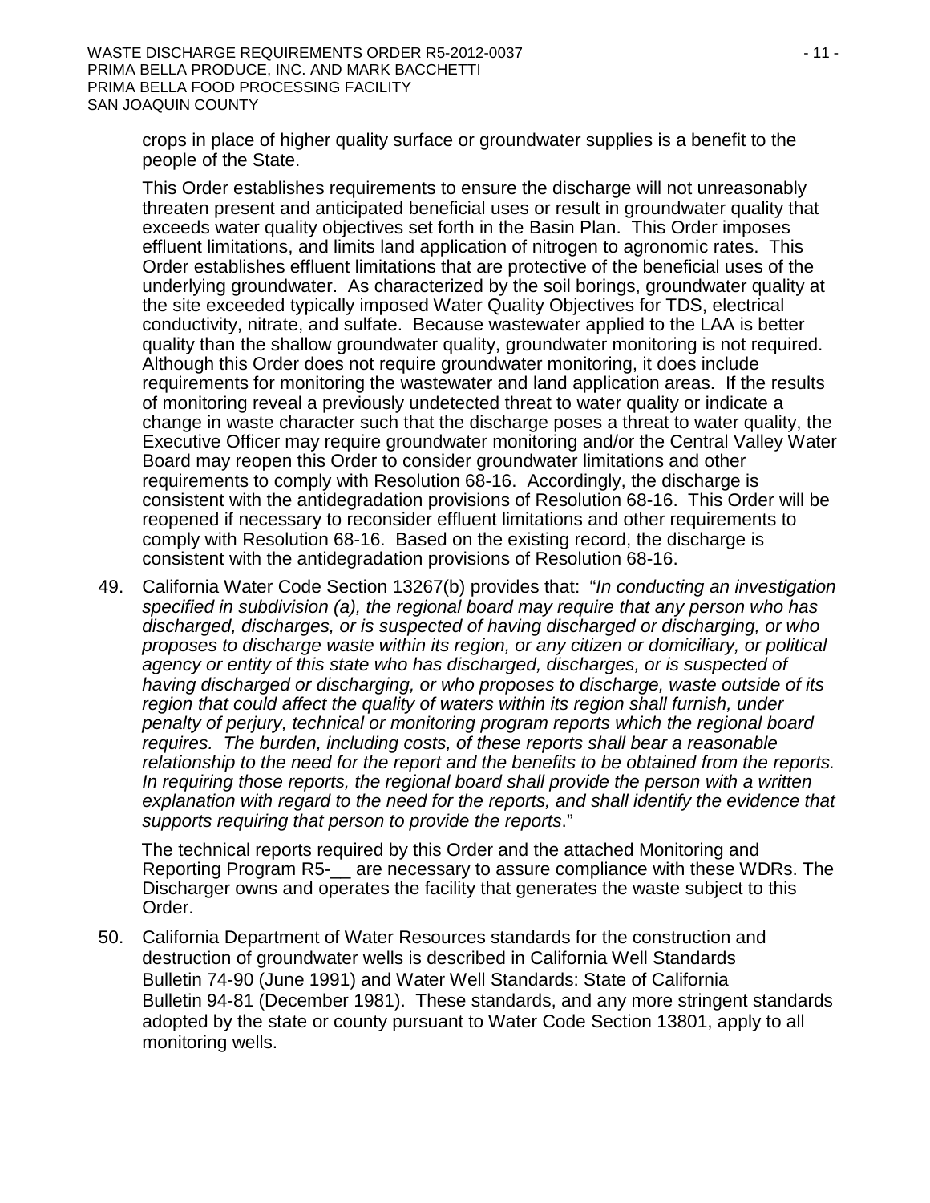crops in place of higher quality surface or groundwater supplies is a benefit to the people of the State.

This Order establishes requirements to ensure the discharge will not unreasonably threaten present and anticipated beneficial uses or result in groundwater quality that exceeds water quality objectives set forth in the Basin Plan. This Order imposes effluent limitations, and limits land application of nitrogen to agronomic rates. This Order establishes effluent limitations that are protective of the beneficial uses of the underlying groundwater. As characterized by the soil borings, groundwater quality at the site exceeded typically imposed Water Quality Objectives for TDS, electrical conductivity, nitrate, and sulfate. Because wastewater applied to the LAA is better quality than the shallow groundwater quality, groundwater monitoring is not required. Although this Order does not require groundwater monitoring, it does include requirements for monitoring the wastewater and land application areas. If the results of monitoring reveal a previously undetected threat to water quality or indicate a change in waste character such that the discharge poses a threat to water quality, the Executive Officer may require groundwater monitoring and/or the Central Valley Water Board may reopen this Order to consider groundwater limitations and other requirements to comply with Resolution 68-16. Accordingly, the discharge is consistent with the antidegradation provisions of Resolution 68-16. This Order will be reopened if necessary to reconsider effluent limitations and other requirements to comply with Resolution 68-16. Based on the existing record, the discharge is consistent with the antidegradation provisions of Resolution 68-16.

49. California Water Code Section 13267(b) provides that: "*In conducting an investigation specified in subdivision (a), the regional board may require that any person who has discharged, discharges, or is suspected of having discharged or discharging, or who proposes to discharge waste within its region, or any citizen or domiciliary, or political agency or entity of this state who has discharged, discharges, or is suspected of having discharged or discharging, or who proposes to discharge, waste outside of its region that could affect the quality of waters within its region shall furnish, under penalty of perjury, technical or monitoring program reports which the regional board requires. The burden, including costs, of these reports shall bear a reasonable relationship to the need for the report and the benefits to be obtained from the reports. In requiring those reports, the regional board shall provide the person with a written explanation with regard to the need for the reports, and shall identify the evidence that supports requiring that person to provide the reports*."

    The technical reports required by this Order and the attached Monitoring and Reporting Program R5-__ are necessary to assure compliance with these WDRs. The Discharger owns and operates the facility that generates the waste subject to this Order.

50. California Department of Water Resources standards for the construction and destruction of groundwater wells is described in California Well Standards Bulletin 74-90 (June 1991) and Water Well Standards: State of California Bulletin 94-81 (December 1981). These standards, and any more stringent standards adopted by the state or county pursuant to Water Code Section 13801, apply to all monitoring wells.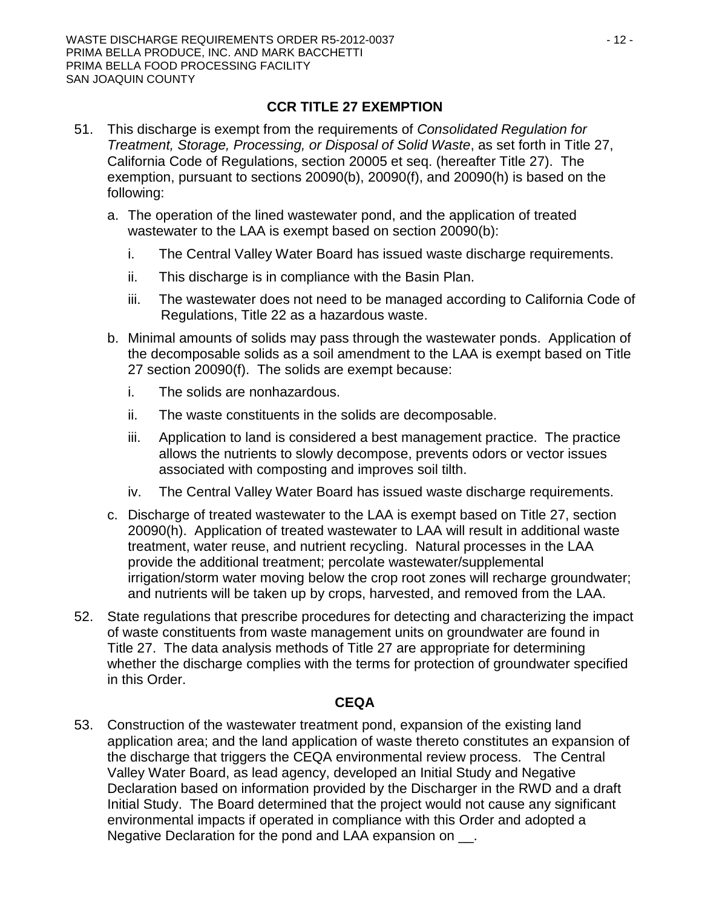## CCR TITLE 27 EXEMPTION

51. This discharge is exempt from the requirements of *Consolidated Regulation for Treatment, Storage, Processing, or Disposal of Solid Waste*, as set forth in Title 27, California Code of Regulations, section 20005 et seq. (hereafter Title 27). The exemption, pursuant to sections 20090(b), 20090(f), and 20090(h) is based on the following:

   a. The operation of the lined wastewater pond, and the application of treated wastewater to the LAA is exempt based on section 20090(b):

      i. The Central Valley Water Board has issued waste discharge requirements.

      ii. This discharge is in compliance with the Basin Plan.

      iii. The wastewater does not need to be managed according to California Code of Regulations, Title 22 as a hazardous waste.

   b. Minimal amounts of solids may pass through the wastewater ponds. Application of the decomposable solids as a soil amendment to the LAA is exempt based on Title 27 section 20090(f). The solids are exempt because:

      i. The solids are nonhazardous.

      ii. The waste constituents in the solids are decomposable.

      iii. Application to land is considered a best management practice. The practice allows the nutrients to slowly decompose, prevents odors or vector issues associated with composting and improves soil tilth.

      iv. The Central Valley Water Board has issued waste discharge requirements.

   c. Discharge of treated wastewater to the LAA is exempt based on Title 27, section 20090(h). Application of treated wastewater to LAA will result in additional waste treatment, water reuse, and nutrient recycling. Natural processes in the LAA provide the additional treatment; percolate wastewater/supplemental irrigation/storm water moving below the crop root zones will recharge groundwater; and nutrients will be taken up by crops, harvested, and removed from the LAA.

52. State regulations that prescribe procedures for detecting and characterizing the impact of waste constituents from waste management units on groundwater are found in Title 27. The data analysis methods of Title 27 are appropriate for determining whether the discharge complies with the terms for protection of groundwater specified in this Order.

## CEQA

53. Construction of the wastewater treatment pond, expansion of the existing land application area; and the land application of waste thereto constitutes an expansion of the discharge that triggers the CEQA environmental review process. The Central Valley Water Board, as lead agency, developed an Initial Study and Negative Declaration based on information provided by the Discharger in the RWD and a draft Initial Study. The Board determined that the project would not cause any significant environmental impacts if operated in compliance with this Order and adopted a Negative Declaration for the pond and LAA expansion on __.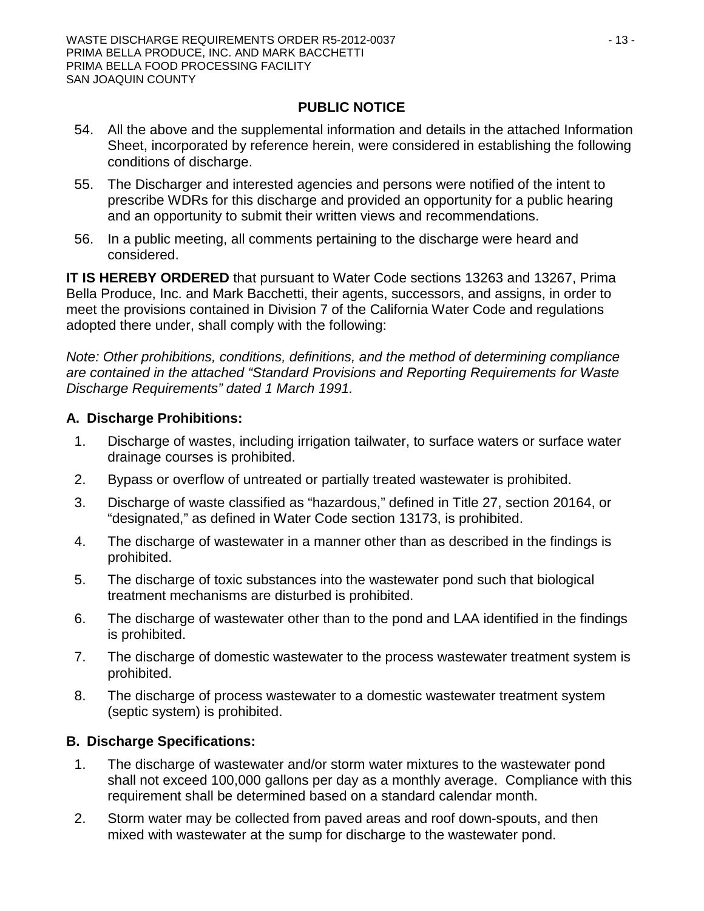## PUBLIC NOTICE

54. All the above and the supplemental information and details in the attached Information Sheet, incorporated by reference herein, were considered in establishing the following conditions of discharge.
55. The Discharger and interested agencies and persons were notified of the intent to prescribe WDRs for this discharge and provided an opportunity for a public hearing and an opportunity to submit their written views and recommendations.
56. In a public meeting, all comments pertaining to the discharge were heard and considered.

**IT IS HEREBY ORDERED** that pursuant to Water Code sections 13263 and 13267, Prima Bella Produce, Inc. and Mark Bacchetti, their agents, successors, and assigns, in order to meet the provisions contained in Division 7 of the California Water Code and regulations adopted there under, shall comply with the following:

*Note: Other prohibitions, conditions, definitions, and the method of determining compliance are contained in the attached "Standard Provisions and Reporting Requirements for Waste Discharge Requirements" dated 1 March 1991.*

### A. Discharge Prohibitions:

1. Discharge of wastes, including irrigation tailwater, to surface waters or surface water drainage courses is prohibited.
2. Bypass or overflow of untreated or partially treated wastewater is prohibited.
3. Discharge of waste classified as "hazardous," defined in Title 27, section 20164, or "designated," as defined in Water Code section 13173, is prohibited.
4. The discharge of wastewater in a manner other than as described in the findings is prohibited.
5. The discharge of toxic substances into the wastewater pond such that biological treatment mechanisms are disturbed is prohibited.
6. The discharge of wastewater other than to the pond and LAA identified in the findings is prohibited.
7. The discharge of domestic wastewater to the process wastewater treatment system is prohibited.
8. The discharge of process wastewater to a domestic wastewater treatment system (septic system) is prohibited.

### B. Discharge Specifications:

1. The discharge of wastewater and/or storm water mixtures to the wastewater pond shall not exceed 100,000 gallons per day as a monthly average. Compliance with this requirement shall be determined based on a standard calendar month.
2. Storm water may be collected from paved areas and roof down-spouts, and then mixed with wastewater at the sump for discharge to the wastewater pond.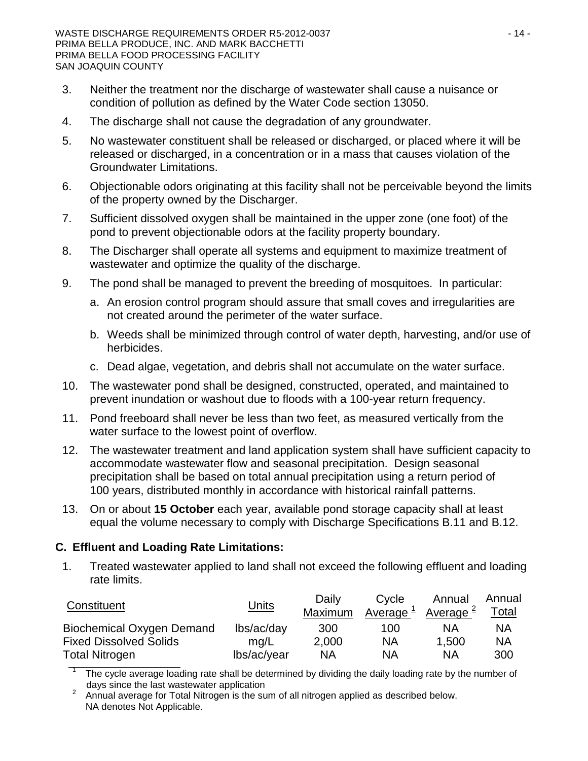3. Neither the treatment nor the discharge of wastewater shall cause a nuisance or condition of pollution as defined by the Water Code section 13050.
4. The discharge shall not cause the degradation of any groundwater.
5. No wastewater constituent shall be released or discharged, or placed where it will be released or discharged, in a concentration or in a mass that causes violation of the Groundwater Limitations.
6. Objectionable odors originating at this facility shall not be perceivable beyond the limits of the property owned by the Discharger.
7. Sufficient dissolved oxygen shall be maintained in the upper zone (one foot) of the pond to prevent objectionable odors at the facility property boundary.
8. The Discharger shall operate all systems and equipment to maximize treatment of wastewater and optimize the quality of the discharge.
9. The pond shall be managed to prevent the breeding of mosquitoes. In particular:
   a. An erosion control program should assure that small coves and irregularities are not created around the perimeter of the water surface.
   b. Weeds shall be minimized through control of water depth, harvesting, and/or use of herbicides.
   c. Dead algae, vegetation, and debris shall not accumulate on the water surface.
10. The wastewater pond shall be designed, constructed, operated, and maintained to prevent inundation or washout due to floods with a 100-year return frequency.
11. Pond freeboard shall never be less than two feet, as measured vertically from the water surface to the lowest point of overflow.
12. The wastewater treatment and land application system shall have sufficient capacity to accommodate wastewater flow and seasonal precipitation. Design seasonal precipitation shall be based on total annual precipitation using a return period of 100 years, distributed monthly in accordance with historical rainfall patterns.
13. On or about **15 October** each year, available pond storage capacity shall at least equal the volume necessary to comply with Discharge Specifications B.11 and B.12.

## C. Effluent and Loading Rate Limitations:

1. Treated wastewater applied to land shall not exceed the following effluent and loading rate limits.

| Constituent | Units | Daily Maximum | Cycle Average [1] | Annual Average [2] | Annual Total |
|---|---|---|---|---|---|
| Biochemical Oxygen Demand | lbs/ac/day | 300 | 100 | NA | NA |
| Fixed Dissolved Solids | mg/L | 2,000 | NA | 1,500 | NA |
| Total Nitrogen | lbs/ac/year | NA | NA | NA | 300 |

[1] The cycle average loading rate shall be determined by dividing the daily loading rate by the number of days since the last wastewater application

[2] Annual average for Total Nitrogen is the sum of all nitrogen applied as described below.

NA denotes Not Applicable.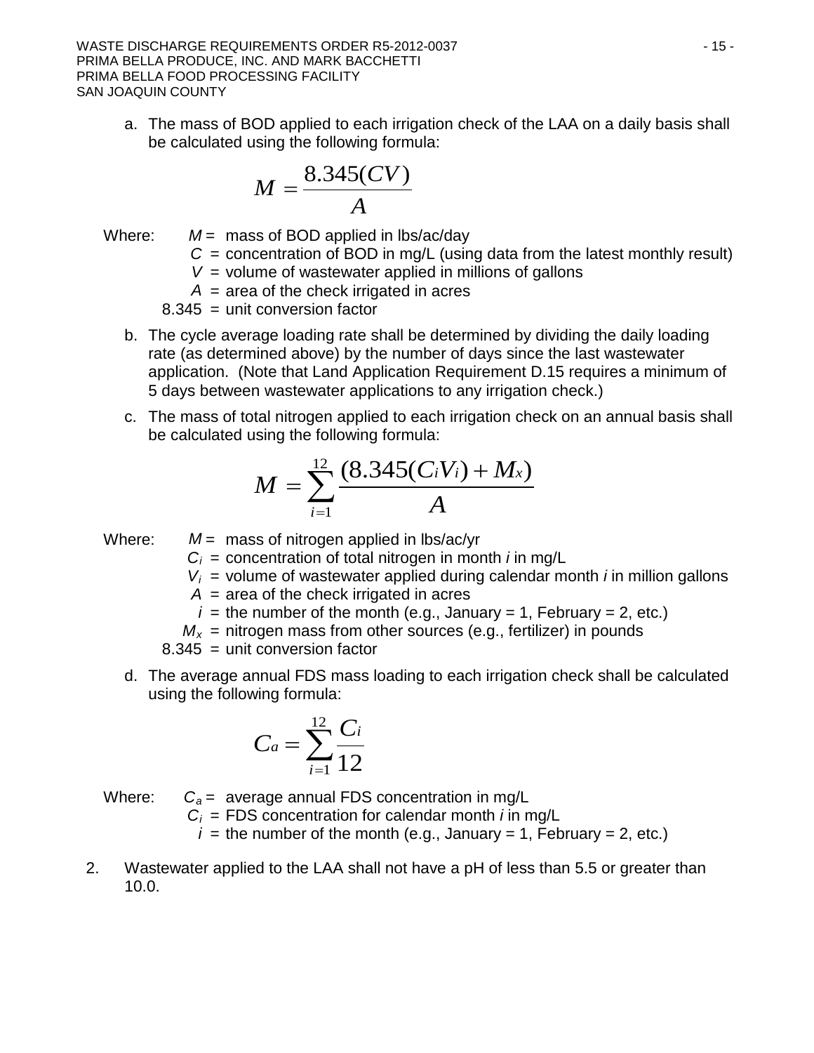a. The mass of BOD applied to each irrigation check of the LAA on a daily basis shall be calculated using the following formula:

$$M = \frac{8.345(CV)}{A}$$

Where: $M$ = mass of BOD applied in lbs/ac/day
$C$ = concentration of BOD in mg/L (using data from the latest monthly result)
$V$ = volume of wastewater applied in millions of gallons
$A$ = area of the check irrigated in acres
8.345 = unit conversion factor

b. The cycle average loading rate shall be determined by dividing the daily loading rate (as determined above) by the number of days since the last wastewater application. (Note that Land Application Requirement D.15 requires a minimum of 5 days between wastewater applications to any irrigation check.)

c. The mass of total nitrogen applied to each irrigation check on an annual basis shall be calculated using the following formula:

$$M = \sum_{i=1}^{12} \frac{(8.345(C_i V_i) + M_x)}{A}$$

Where: $M$ = mass of nitrogen applied in lbs/ac/yr
$C_i$ = concentration of total nitrogen in month *i* in mg/L
$V_i$ = volume of wastewater applied during calendar month *i* in million gallons
$A$ = area of the check irrigated in acres
$i$ = the number of the month (e.g., January = 1, February = 2, etc.)
$M_x$ = nitrogen mass from other sources (e.g., fertilizer) in pounds
8.345 = unit conversion factor

d. The average annual FDS mass loading to each irrigation check shall be calculated using the following formula:

$$C_a = \sum_{i=1}^{12} \frac{C_i}{12}$$

Where: $C_a$ = average annual FDS concentration in mg/L
$C_i$ = FDS concentration for calendar month *i* in mg/L
$i$ = the number of the month (e.g., January = 1, February = 2, etc.)

2. Wastewater applied to the LAA shall not have a pH of less than 5.5 or greater than 10.0.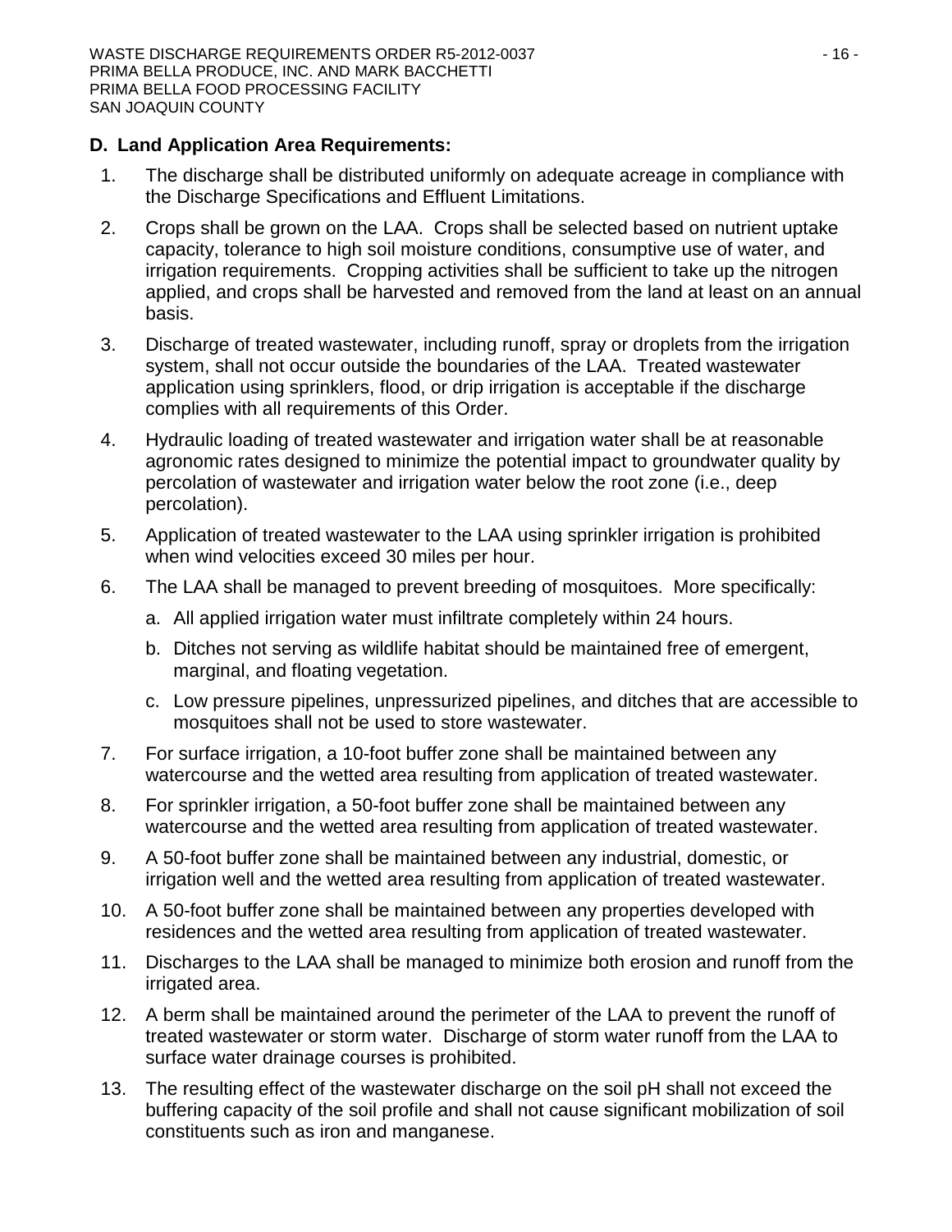## D. Land Application Area Requirements:

1. The discharge shall be distributed uniformly on adequate acreage in compliance with the Discharge Specifications and Effluent Limitations.
2. Crops shall be grown on the LAA. Crops shall be selected based on nutrient uptake capacity, tolerance to high soil moisture conditions, consumptive use of water, and irrigation requirements. Cropping activities shall be sufficient to take up the nitrogen applied, and crops shall be harvested and removed from the land at least on an annual basis.
3. Discharge of treated wastewater, including runoff, spray or droplets from the irrigation system, shall not occur outside the boundaries of the LAA. Treated wastewater application using sprinklers, flood, or drip irrigation is acceptable if the discharge complies with all requirements of this Order.
4. Hydraulic loading of treated wastewater and irrigation water shall be at reasonable agronomic rates designed to minimize the potential impact to groundwater quality by percolation of wastewater and irrigation water below the root zone (i.e., deep percolation).
5. Application of treated wastewater to the LAA using sprinkler irrigation is prohibited when wind velocities exceed 30 miles per hour.
6. The LAA shall be managed to prevent breeding of mosquitoes. More specifically:
   a. All applied irrigation water must infiltrate completely within 24 hours.
   b. Ditches not serving as wildlife habitat should be maintained free of emergent, marginal, and floating vegetation.
   c. Low pressure pipelines, unpressurized pipelines, and ditches that are accessible to mosquitoes shall not be used to store wastewater.
7. For surface irrigation, a 10-foot buffer zone shall be maintained between any watercourse and the wetted area resulting from application of treated wastewater.
8. For sprinkler irrigation, a 50-foot buffer zone shall be maintained between any watercourse and the wetted area resulting from application of treated wastewater.
9. A 50-foot buffer zone shall be maintained between any industrial, domestic, or irrigation well and the wetted area resulting from application of treated wastewater.
10. A 50-foot buffer zone shall be maintained between any properties developed with residences and the wetted area resulting from application of treated wastewater.
11. Discharges to the LAA shall be managed to minimize both erosion and runoff from the irrigated area.
12. A berm shall be maintained around the perimeter of the LAA to prevent the runoff of treated wastewater or storm water. Discharge of storm water runoff from the LAA to surface water drainage courses is prohibited.
13. The resulting effect of the wastewater discharge on the soil pH shall not exceed the buffering capacity of the soil profile and shall not cause significant mobilization of soil constituents such as iron and manganese.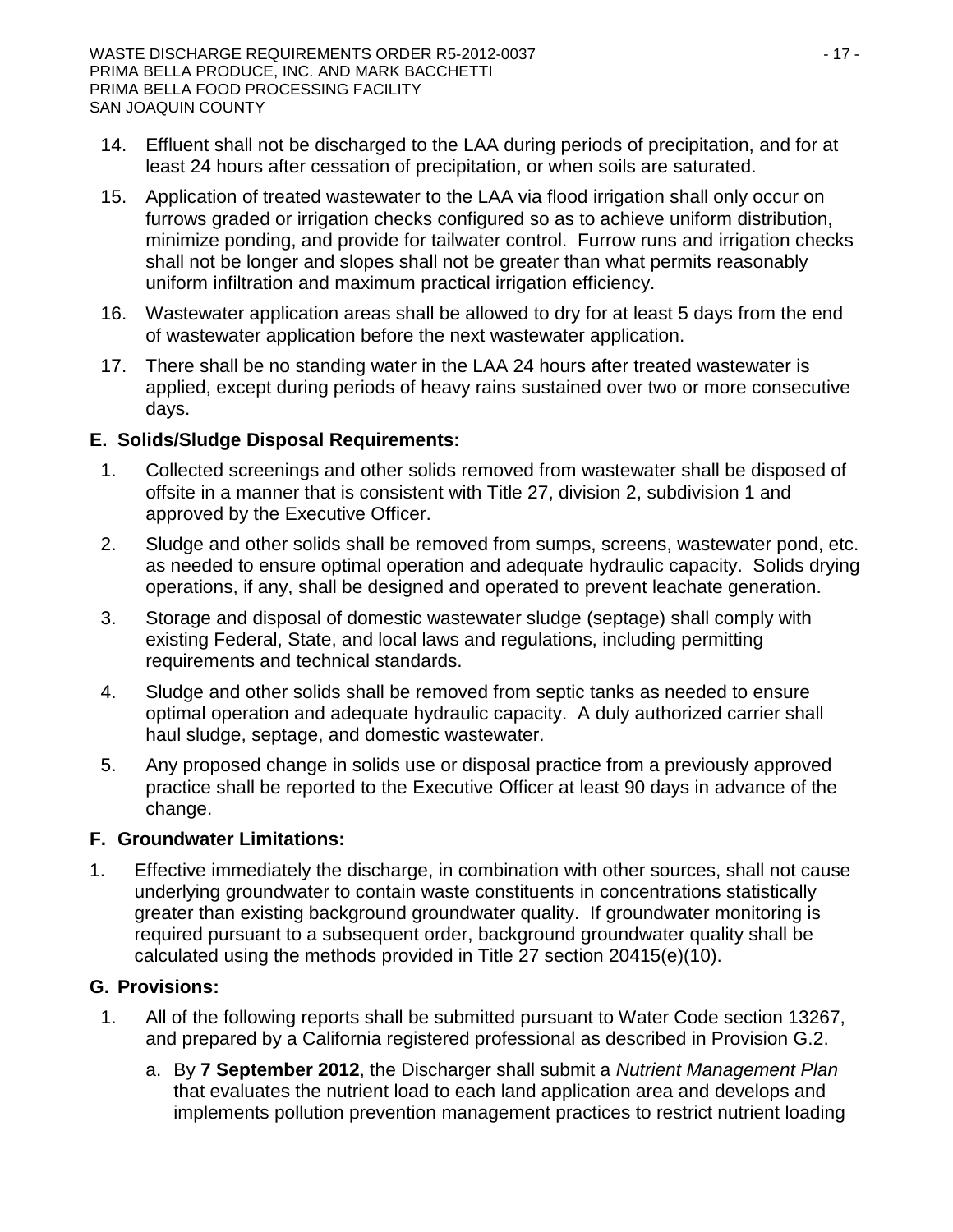14. Effluent shall not be discharged to the LAA during periods of precipitation, and for at least 24 hours after cessation of precipitation, or when soils are saturated.
15. Application of treated wastewater to the LAA via flood irrigation shall only occur on furrows graded or irrigation checks configured so as to achieve uniform distribution, minimize ponding, and provide for tailwater control. Furrow runs and irrigation checks shall not be longer and slopes shall not be greater than what permits reasonably uniform infiltration and maximum practical irrigation efficiency.
16. Wastewater application areas shall be allowed to dry for at least 5 days from the end of wastewater application before the next wastewater application.
17. There shall be no standing water in the LAA 24 hours after treated wastewater is applied, except during periods of heavy rains sustained over two or more consecutive days.

## E. Solids/Sludge Disposal Requirements:

1. Collected screenings and other solids removed from wastewater shall be disposed of offsite in a manner that is consistent with Title 27, division 2, subdivision 1 and approved by the Executive Officer.
2. Sludge and other solids shall be removed from sumps, screens, wastewater pond, etc. as needed to ensure optimal operation and adequate hydraulic capacity. Solids drying operations, if any, shall be designed and operated to prevent leachate generation.
3. Storage and disposal of domestic wastewater sludge (septage) shall comply with existing Federal, State, and local laws and regulations, including permitting requirements and technical standards.
4. Sludge and other solids shall be removed from septic tanks as needed to ensure optimal operation and adequate hydraulic capacity. A duly authorized carrier shall haul sludge, septage, and domestic wastewater.
5. Any proposed change in solids use or disposal practice from a previously approved practice shall be reported to the Executive Officer at least 90 days in advance of the change.

## F. Groundwater Limitations:

1. Effective immediately the discharge, in combination with other sources, shall not cause underlying groundwater to contain waste constituents in concentrations statistically greater than existing background groundwater quality. If groundwater monitoring is required pursuant to a subsequent order, background groundwater quality shall be calculated using the methods provided in Title 27 section 20415(e)(10).

## G. Provisions:

1. All of the following reports shall be submitted pursuant to Water Code section 13267, and prepared by a California registered professional as described in Provision G.2.
   a. By **7 September 2012**, the Discharger shall submit a *Nutrient Management Plan* that evaluates the nutrient load to each land application area and develops and implements pollution prevention management practices to restrict nutrient loading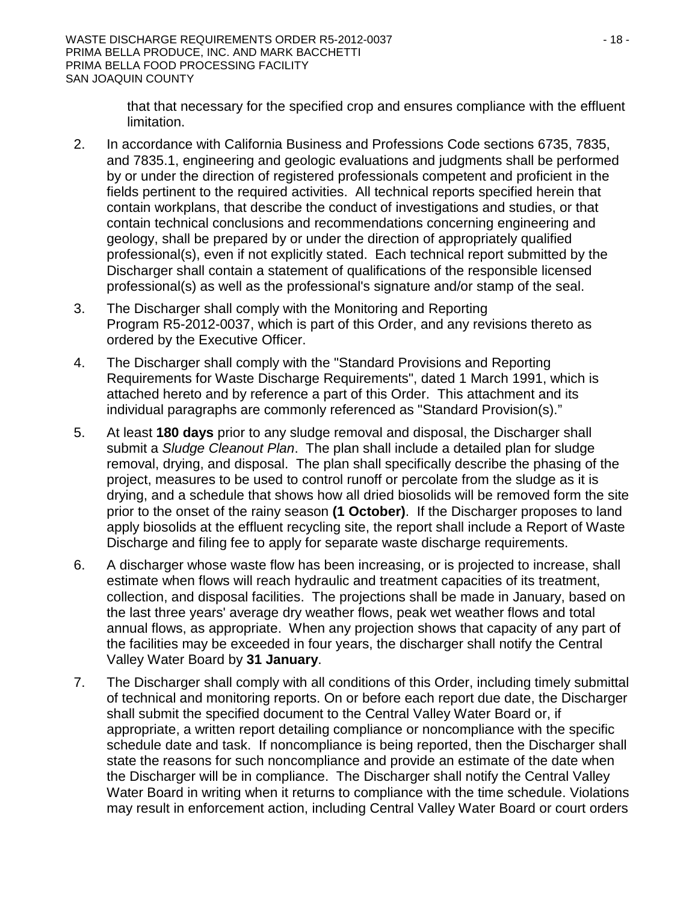that that necessary for the specified crop and ensures compliance with the effluent limitation.

2. In accordance with California Business and Professions Code sections 6735, 7835, and 7835.1, engineering and geologic evaluations and judgments shall be performed by or under the direction of registered professionals competent and proficient in the fields pertinent to the required activities. All technical reports specified herein that contain workplans, that describe the conduct of investigations and studies, or that contain technical conclusions and recommendations concerning engineering and geology, shall be prepared by or under the direction of appropriately qualified professional(s), even if not explicitly stated. Each technical report submitted by the Discharger shall contain a statement of qualifications of the responsible licensed professional(s) as well as the professional's signature and/or stamp of the seal.

3. The Discharger shall comply with the Monitoring and Reporting Program R5-2012-0037, which is part of this Order, and any revisions thereto as ordered by the Executive Officer.

4. The Discharger shall comply with the "Standard Provisions and Reporting Requirements for Waste Discharge Requirements", dated 1 March 1991, which is attached hereto and by reference a part of this Order. This attachment and its individual paragraphs are commonly referenced as "Standard Provision(s)."

5. At least **180 days** prior to any sludge removal and disposal, the Discharger shall submit a *Sludge Cleanout Plan*. The plan shall include a detailed plan for sludge removal, drying, and disposal. The plan shall specifically describe the phasing of the project, measures to be used to control runoff or percolate from the sludge as it is drying, and a schedule that shows how all dried biosolids will be removed form the site prior to the onset of the rainy season **(1 October)**. If the Discharger proposes to land apply biosolids at the effluent recycling site, the report shall include a Report of Waste Discharge and filing fee to apply for separate waste discharge requirements.

6. A discharger whose waste flow has been increasing, or is projected to increase, shall estimate when flows will reach hydraulic and treatment capacities of its treatment, collection, and disposal facilities. The projections shall be made in January, based on the last three years' average dry weather flows, peak wet weather flows and total annual flows, as appropriate. When any projection shows that capacity of any part of the facilities may be exceeded in four years, the discharger shall notify the Central Valley Water Board by **31 January**.

7. The Discharger shall comply with all conditions of this Order, including timely submittal of technical and monitoring reports. On or before each report due date, the Discharger shall submit the specified document to the Central Valley Water Board or, if appropriate, a written report detailing compliance or noncompliance with the specific schedule date and task. If noncompliance is being reported, then the Discharger shall state the reasons for such noncompliance and provide an estimate of the date when the Discharger will be in compliance. The Discharger shall notify the Central Valley Water Board in writing when it returns to compliance with the time schedule. Violations may result in enforcement action, including Central Valley Water Board or court orders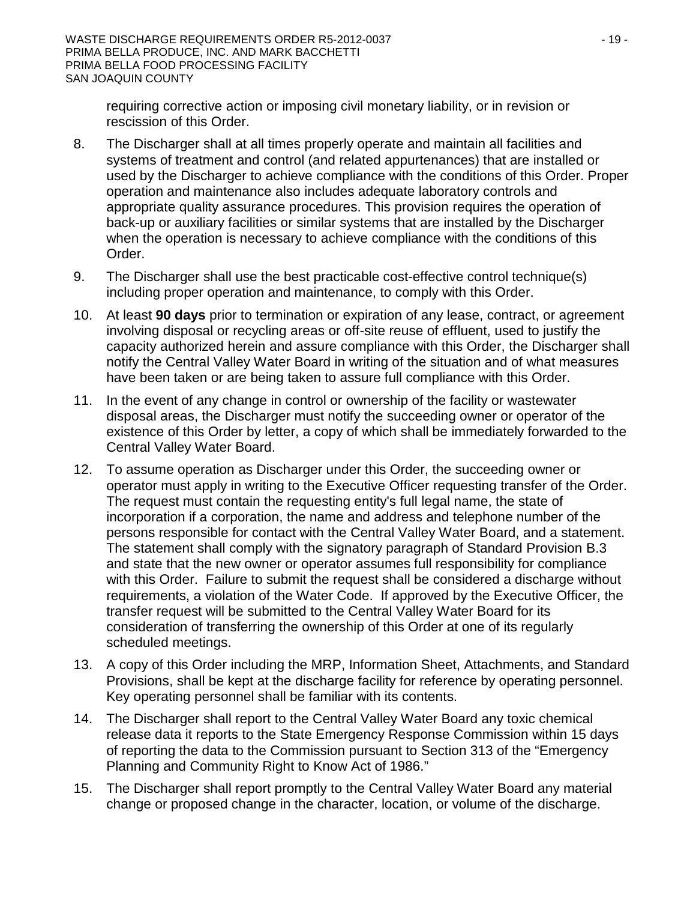requiring corrective action or imposing civil monetary liability, or in revision or rescission of this Order.

8. The Discharger shall at all times properly operate and maintain all facilities and systems of treatment and control (and related appurtenances) that are installed or used by the Discharger to achieve compliance with the conditions of this Order. Proper operation and maintenance also includes adequate laboratory controls and appropriate quality assurance procedures. This provision requires the operation of back-up or auxiliary facilities or similar systems that are installed by the Discharger when the operation is necessary to achieve compliance with the conditions of this Order.

9. The Discharger shall use the best practicable cost-effective control technique(s) including proper operation and maintenance, to comply with this Order.

10. At least **90 days** prior to termination or expiration of any lease, contract, or agreement involving disposal or recycling areas or off-site reuse of effluent, used to justify the capacity authorized herein and assure compliance with this Order, the Discharger shall notify the Central Valley Water Board in writing of the situation and of what measures have been taken or are being taken to assure full compliance with this Order.

11. In the event of any change in control or ownership of the facility or wastewater disposal areas, the Discharger must notify the succeeding owner or operator of the existence of this Order by letter, a copy of which shall be immediately forwarded to the Central Valley Water Board.

12. To assume operation as Discharger under this Order, the succeeding owner or operator must apply in writing to the Executive Officer requesting transfer of the Order. The request must contain the requesting entity's full legal name, the state of incorporation if a corporation, the name and address and telephone number of the persons responsible for contact with the Central Valley Water Board, and a statement. The statement shall comply with the signatory paragraph of Standard Provision B.3 and state that the new owner or operator assumes full responsibility for compliance with this Order. Failure to submit the request shall be considered a discharge without requirements, a violation of the Water Code. If approved by the Executive Officer, the transfer request will be submitted to the Central Valley Water Board for its consideration of transferring the ownership of this Order at one of its regularly scheduled meetings.

13. A copy of this Order including the MRP, Information Sheet, Attachments, and Standard Provisions, shall be kept at the discharge facility for reference by operating personnel. Key operating personnel shall be familiar with its contents.

14. The Discharger shall report to the Central Valley Water Board any toxic chemical release data it reports to the State Emergency Response Commission within 15 days of reporting the data to the Commission pursuant to Section 313 of the "Emergency Planning and Community Right to Know Act of 1986."

15. The Discharger shall report promptly to the Central Valley Water Board any material change or proposed change in the character, location, or volume of the discharge.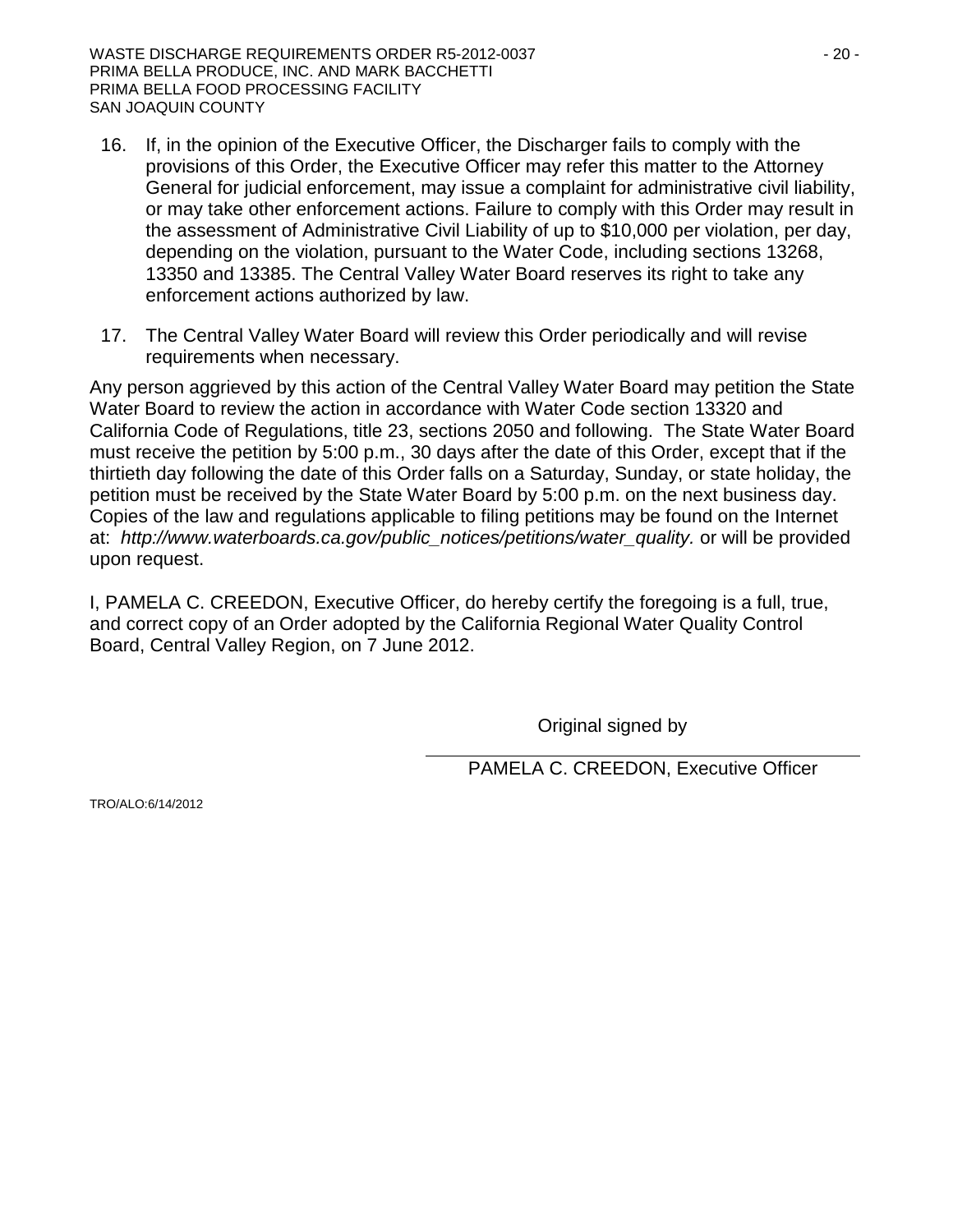16. If, in the opinion of the Executive Officer, the Discharger fails to comply with the provisions of this Order, the Executive Officer may refer this matter to the Attorney General for judicial enforcement, may issue a complaint for administrative civil liability, or may take other enforcement actions. Failure to comply with this Order may result in the assessment of Administrative Civil Liability of up to $10,000 per violation, per day, depending on the violation, pursuant to the Water Code, including sections 13268, 13350 and 13385. The Central Valley Water Board reserves its right to take any enforcement actions authorized by law.

17. The Central Valley Water Board will review this Order periodically and will revise requirements when necessary.

Any person aggrieved by this action of the Central Valley Water Board may petition the State Water Board to review the action in accordance with Water Code section 13320 and California Code of Regulations, title 23, sections 2050 and following. The State Water Board must receive the petition by 5:00 p.m., 30 days after the date of this Order, except that if the thirtieth day following the date of this Order falls on a Saturday, Sunday, or state holiday, the petition must be received by the State Water Board by 5:00 p.m. on the next business day. Copies of the law and regulations applicable to filing petitions may be found on the Internet at: *http://www.waterboards.ca.gov/public_notices/petitions/water_quality.* or will be provided upon request.

I, PAMELA C. CREEDON, Executive Officer, do hereby certify the foregoing is a full, true, and correct copy of an Order adopted by the California Regional Water Quality Control Board, Central Valley Region, on 7 June 2012.

Original signed by

PAMELA C. CREEDON, Executive Officer

TRO/ALO:6/14/2012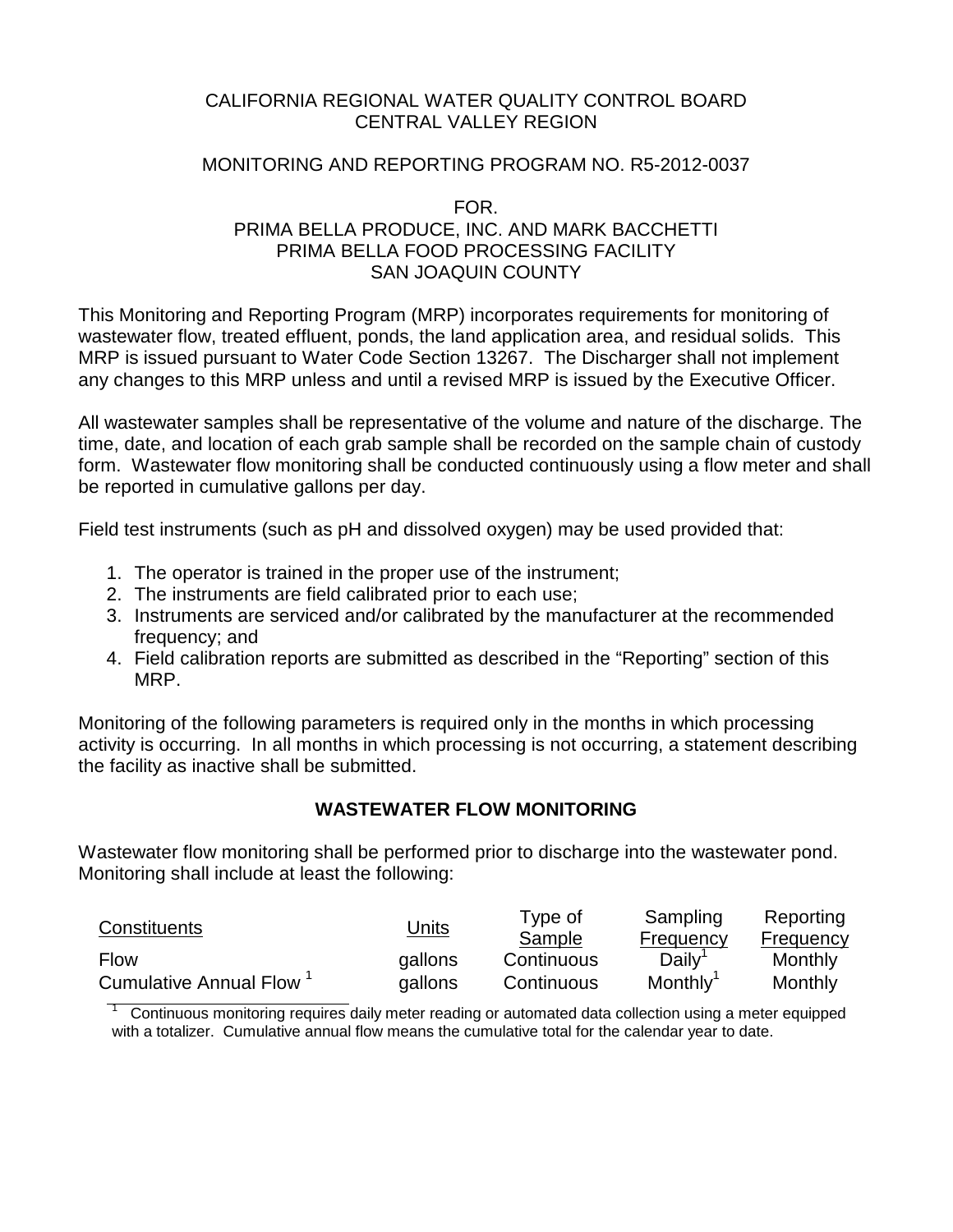CALIFORNIA REGIONAL WATER QUALITY CONTROL BOARD
CENTRAL VALLEY REGION

MONITORING AND REPORTING PROGRAM NO. R5-2012-0037

FOR.
PRIMA BELLA PRODUCE, INC. AND MARK BACCHETTI
PRIMA BELLA FOOD PROCESSING FACILITY
SAN JOAQUIN COUNTY

This Monitoring and Reporting Program (MRP) incorporates requirements for monitoring of wastewater flow, treated effluent, ponds, the land application area, and residual solids. This MRP is issued pursuant to Water Code Section 13267. The Discharger shall not implement any changes to this MRP unless and until a revised MRP is issued by the Executive Officer.

All wastewater samples shall be representative of the volume and nature of the discharge. The time, date, and location of each grab sample shall be recorded on the sample chain of custody form. Wastewater flow monitoring shall be conducted continuously using a flow meter and shall be reported in cumulative gallons per day.

Field test instruments (such as pH and dissolved oxygen) may be used provided that:

1. The operator is trained in the proper use of the instrument;
2. The instruments are field calibrated prior to each use;
3. Instruments are serviced and/or calibrated by the manufacturer at the recommended frequency; and
4. Field calibration reports are submitted as described in the "Reporting" section of this MRP.

Monitoring of the following parameters is required only in the months in which processing activity is occurring. In all months in which processing is not occurring, a statement describing the facility as inactive shall be submitted.

## WASTEWATER FLOW MONITORING

Wastewater flow monitoring shall be performed prior to discharge into the wastewater pond. Monitoring shall include at least the following:

| Constituents | Units | Type of Sample | Sampling Frequency | Reporting Frequency |
|---|---|---|---|---|
| Flow | gallons | Continuous | Daily[1] | Monthly |
| Cumulative Annual Flow [1] | gallons | Continuous | Monthly[1] | Monthly |

[1] Continuous monitoring requires daily meter reading or automated data collection using a meter equipped with a totalizer. Cumulative annual flow means the cumulative total for the calendar year to date.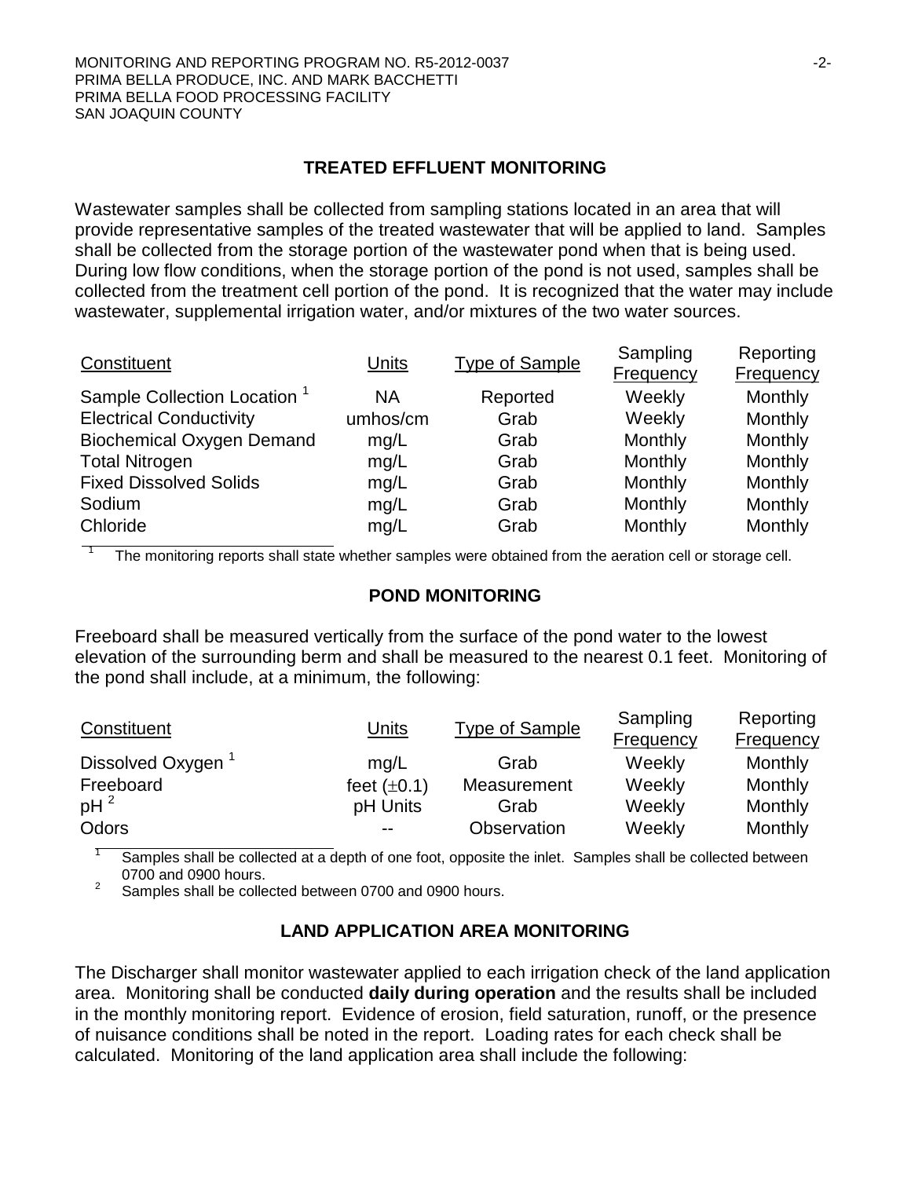## TREATED EFFLUENT MONITORING

Wastewater samples shall be collected from sampling stations located in an area that will provide representative samples of the treated wastewater that will be applied to land. Samples shall be collected from the storage portion of the wastewater pond when that is being used. During low flow conditions, when the storage portion of the pond is not used, samples shall be collected from the treatment cell portion of the pond. It is recognized that the water may include wastewater, supplemental irrigation water, and/or mixtures of the two water sources.

| Constituent | Units | Type of Sample | Sampling Frequency | Reporting Frequency |
|---|---|---|---|---|
| Sample Collection Location [1] | NA | Reported | Weekly | Monthly |
| Electrical Conductivity | umhos/cm | Grab | Weekly | Monthly |
| Biochemical Oxygen Demand | mg/L | Grab | Monthly | Monthly |
| Total Nitrogen | mg/L | Grab | Monthly | Monthly |
| Fixed Dissolved Solids | mg/L | Grab | Monthly | Monthly |
| Sodium | mg/L | Grab | Monthly | Monthly |
| Chloride | mg/L | Grab | Monthly | Monthly |

[1] The monitoring reports shall state whether samples were obtained from the aeration cell or storage cell.

## POND MONITORING

Freeboard shall be measured vertically from the surface of the pond water to the lowest elevation of the surrounding berm and shall be measured to the nearest 0.1 feet. Monitoring of the pond shall include, at a minimum, the following:

| Constituent | Units | Type of Sample | Sampling Frequency | Reporting Frequency |
|---|---|---|---|---|
| Dissolved Oxygen [1] | mg/L | Grab | Weekly | Monthly |
| Freeboard | feet (±0.1) | Measurement | Weekly | Monthly |
| pH [2] | pH Units | Grab | Weekly | Monthly |
| Odors | -- | Observation | Weekly | Monthly |

[1] Samples shall be collected at a depth of one foot, opposite the inlet. Samples shall be collected between 0700 and 0900 hours.

[2] Samples shall be collected between 0700 and 0900 hours.

## LAND APPLICATION AREA MONITORING

The Discharger shall monitor wastewater applied to each irrigation check of the land application area. Monitoring shall be conducted **daily during operation** and the results shall be included in the monthly monitoring report. Evidence of erosion, field saturation, runoff, or the presence of nuisance conditions shall be noted in the report. Loading rates for each check shall be calculated. Monitoring of the land application area shall include the following: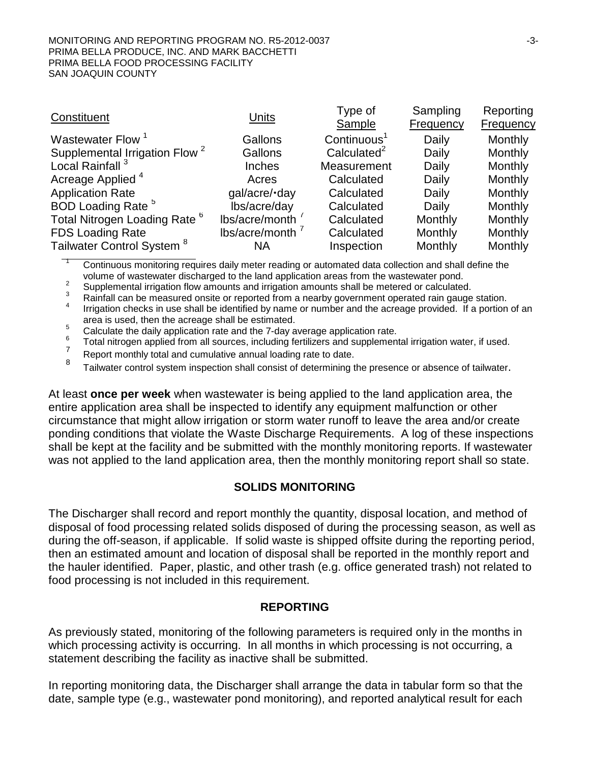| Constituent | Units | Type of Sample | Sampling Frequency | Reporting Frequency |
|---|---|---|---|---|
| Wastewater Flow [1] | Gallons | Continuous[1] | Daily | Monthly |
| Supplemental Irrigation Flow [2] | Gallons | Calculated[2] | Daily | Monthly |
| Local Rainfall [3] | Inches | Measurement | Daily | Monthly |
| Acreage Applied [4] | Acres | Calculated | Daily | Monthly |
| Application Rate | gal/acre/·day | Calculated | Daily | Monthly |
| BOD Loading Rate [5] | lbs/acre/day | Calculated | Daily | Monthly |
| Total Nitrogen Loading Rate [6] | lbs/acre/month [7] | Calculated | Monthly | Monthly |
| FDS Loading Rate | lbs/acre/month [7] | Calculated | Monthly | Monthly |
| Tailwater Control System [8] | NA | Inspection | Monthly | Monthly |

[1] Continuous monitoring requires daily meter reading or automated data collection and shall define the volume of wastewater discharged to the land application areas from the wastewater pond.

[2] Supplemental irrigation flow amounts and irrigation amounts shall be metered or calculated.

[3] Rainfall can be measured onsite or reported from a nearby government operated rain gauge station.

[4] Irrigation checks in use shall be identified by name or number and the acreage provided. If a portion of an area is used, then the acreage shall be estimated.

[5] Calculate the daily application rate and the 7-day average application rate.

[6] Total nitrogen applied from all sources, including fertilizers and supplemental irrigation water, if used.

[7] Report monthly total and cumulative annual loading rate to date.

[8] Tailwater control system inspection shall consist of determining the presence or absence of tailwater.

At least **once per week** when wastewater is being applied to the land application area, the entire application area shall be inspected to identify any equipment malfunction or other circumstance that might allow irrigation or storm water runoff to leave the area and/or create ponding conditions that violate the Waste Discharge Requirements. A log of these inspections shall be kept at the facility and be submitted with the monthly monitoring reports. If wastewater was not applied to the land application area, then the monthly monitoring report shall so state.

## SOLIDS MONITORING

The Discharger shall record and report monthly the quantity, disposal location, and method of disposal of food processing related solids disposed of during the processing season, as well as during the off-season, if applicable. If solid waste is shipped offsite during the reporting period, then an estimated amount and location of disposal shall be reported in the monthly report and the hauler identified. Paper, plastic, and other trash (e.g. office generated trash) not related to food processing is not included in this requirement.

## REPORTING

As previously stated, monitoring of the following parameters is required only in the months in which processing activity is occurring. In all months in which processing is not occurring, a statement describing the facility as inactive shall be submitted.

In reporting monitoring data, the Discharger shall arrange the data in tabular form so that the date, sample type (e.g., wastewater pond monitoring), and reported analytical result for each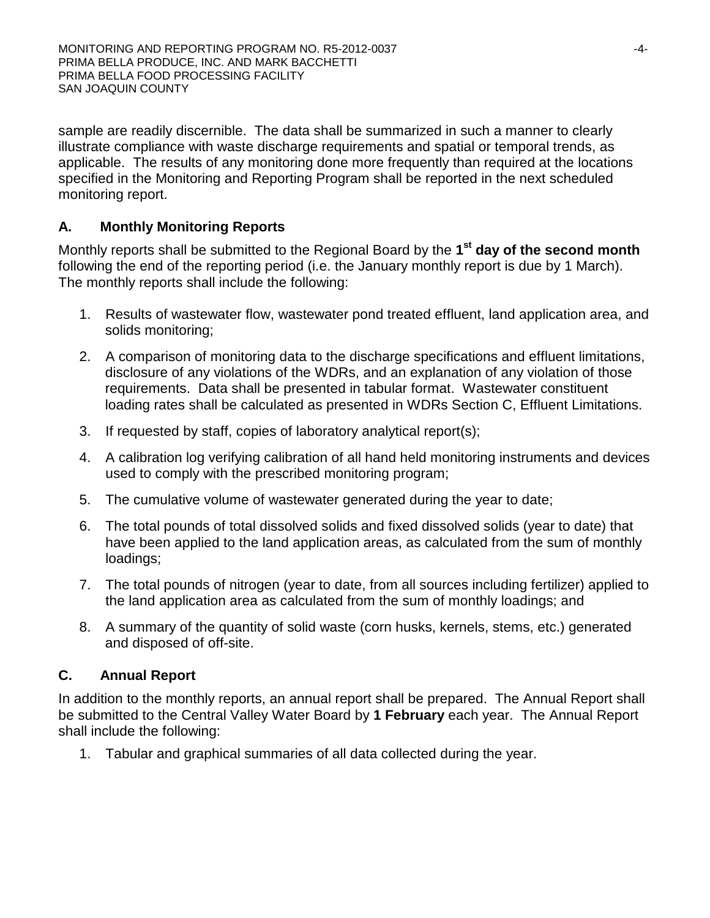sample are readily discernible. The data shall be summarized in such a manner to clearly illustrate compliance with waste discharge requirements and spatial or temporal trends, as applicable. The results of any monitoring done more frequently than required at the locations specified in the Monitoring and Reporting Program shall be reported in the next scheduled monitoring report.

### A. Monthly Monitoring Reports

Monthly reports shall be submitted to the Regional Board by the **1st day of the second month** following the end of the reporting period (i.e. the January monthly report is due by 1 March). The monthly reports shall include the following:

1. Results of wastewater flow, wastewater pond treated effluent, land application area, and solids monitoring;
2. A comparison of monitoring data to the discharge specifications and effluent limitations, disclosure of any violations of the WDRs, and an explanation of any violation of those requirements. Data shall be presented in tabular format. Wastewater constituent loading rates shall be calculated as presented in WDRs Section C, Effluent Limitations.
3. If requested by staff, copies of laboratory analytical report(s);
4. A calibration log verifying calibration of all hand held monitoring instruments and devices used to comply with the prescribed monitoring program;
5. The cumulative volume of wastewater generated during the year to date;
6. The total pounds of total dissolved solids and fixed dissolved solids (year to date) that have been applied to the land application areas, as calculated from the sum of monthly loadings;
7. The total pounds of nitrogen (year to date, from all sources including fertilizer) applied to the land application area as calculated from the sum of monthly loadings; and
8. A summary of the quantity of solid waste (corn husks, kernels, stems, etc.) generated and disposed of off-site.

### C. Annual Report

In addition to the monthly reports, an annual report shall be prepared. The Annual Report shall be submitted to the Central Valley Water Board by **1 February** each year. The Annual Report shall include the following:

1. Tabular and graphical summaries of all data collected during the year.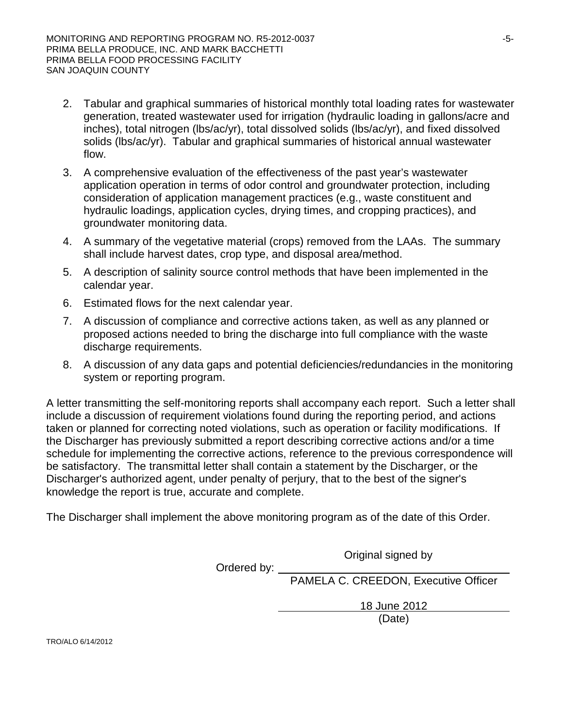2. Tabular and graphical summaries of historical monthly total loading rates for wastewater generation, treated wastewater used for irrigation (hydraulic loading in gallons/acre and inches), total nitrogen (lbs/ac/yr), total dissolved solids (lbs/ac/yr), and fixed dissolved solids (lbs/ac/yr). Tabular and graphical summaries of historical annual wastewater flow.
3. A comprehensive evaluation of the effectiveness of the past year's wastewater application operation in terms of odor control and groundwater protection, including consideration of application management practices (e.g., waste constituent and hydraulic loadings, application cycles, drying times, and cropping practices), and groundwater monitoring data.
4. A summary of the vegetative material (crops) removed from the LAAs. The summary shall include harvest dates, crop type, and disposal area/method.
5. A description of salinity source control methods that have been implemented in the calendar year.
6. Estimated flows for the next calendar year.
7. A discussion of compliance and corrective actions taken, as well as any planned or proposed actions needed to bring the discharge into full compliance with the waste discharge requirements.
8. A discussion of any data gaps and potential deficiencies/redundancies in the monitoring system or reporting program.

A letter transmitting the self-monitoring reports shall accompany each report. Such a letter shall include a discussion of requirement violations found during the reporting period, and actions taken or planned for correcting noted violations, such as operation or facility modifications. If the Discharger has previously submitted a report describing corrective actions and/or a time schedule for implementing the corrective actions, reference to the previous correspondence will be satisfactory. The transmittal letter shall contain a statement by the Discharger, or the Discharger's authorized agent, under penalty of perjury, that to the best of the signer's knowledge the report is true, accurate and complete.

The Discharger shall implement the above monitoring program as of the date of this Order.

Ordered by: Original signed by

PAMELA C. CREEDON, Executive Officer

18 June 2012

(Date)

TRO/ALO 6/14/2012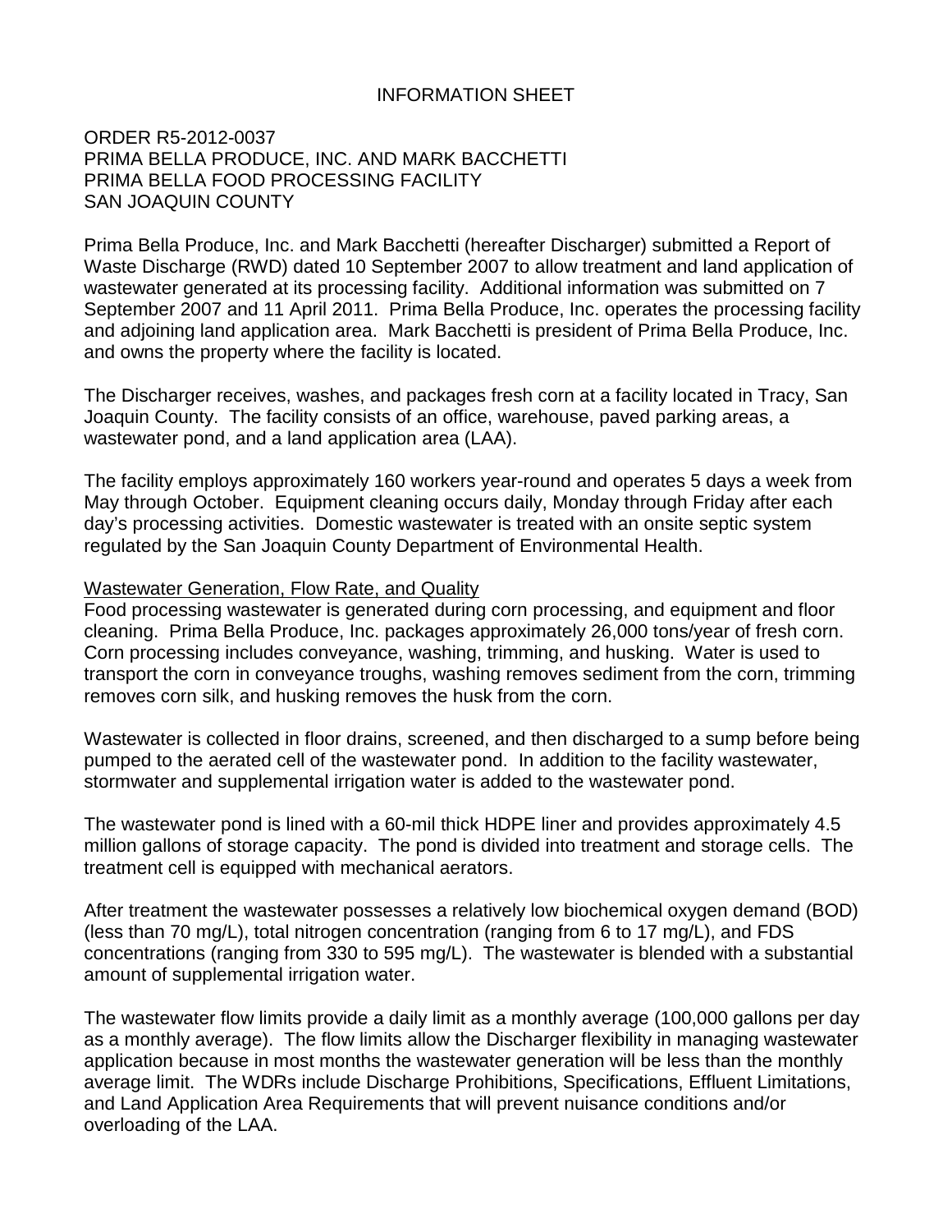# INFORMATION SHEET

ORDER R5-2012-0037
PRIMA BELLA PRODUCE, INC. AND MARK BACCHETTI
PRIMA BELLA FOOD PROCESSING FACILITY
SAN JOAQUIN COUNTY

Prima Bella Produce, Inc. and Mark Bacchetti (hereafter Discharger) submitted a Report of Waste Discharge (RWD) dated 10 September 2007 to allow treatment and land application of wastewater generated at its processing facility. Additional information was submitted on 7 September 2007 and 11 April 2011. Prima Bella Produce, Inc. operates the processing facility and adjoining land application area. Mark Bacchetti is president of Prima Bella Produce, Inc. and owns the property where the facility is located.

The Discharger receives, washes, and packages fresh corn at a facility located in Tracy, San Joaquin County. The facility consists of an office, warehouse, paved parking areas, a wastewater pond, and a land application area (LAA).

The facility employs approximately 160 workers year-round and operates 5 days a week from May through October. Equipment cleaning occurs daily, Monday through Friday after each day's processing activities. Domestic wastewater is treated with an onsite septic system regulated by the San Joaquin County Department of Environmental Health.

## Wastewater Generation, Flow Rate, and Quality

Food processing wastewater is generated during corn processing, and equipment and floor cleaning. Prima Bella Produce, Inc. packages approximately 26,000 tons/year of fresh corn. Corn processing includes conveyance, washing, trimming, and husking. Water is used to transport the corn in conveyance troughs, washing removes sediment from the corn, trimming removes corn silk, and husking removes the husk from the corn.

Wastewater is collected in floor drains, screened, and then discharged to a sump before being pumped to the aerated cell of the wastewater pond. In addition to the facility wastewater, stormwater and supplemental irrigation water is added to the wastewater pond.

The wastewater pond is lined with a 60-mil thick HDPE liner and provides approximately 4.5 million gallons of storage capacity. The pond is divided into treatment and storage cells. The treatment cell is equipped with mechanical aerators.

After treatment the wastewater possesses a relatively low biochemical oxygen demand (BOD) (less than 70 mg/L), total nitrogen concentration (ranging from 6 to 17 mg/L), and FDS concentrations (ranging from 330 to 595 mg/L). The wastewater is blended with a substantial amount of supplemental irrigation water.

The wastewater flow limits provide a daily limit as a monthly average (100,000 gallons per day as a monthly average). The flow limits allow the Discharger flexibility in managing wastewater application because in most months the wastewater generation will be less than the monthly average limit. The WDRs include Discharge Prohibitions, Specifications, Effluent Limitations, and Land Application Area Requirements that will prevent nuisance conditions and/or overloading of the LAA.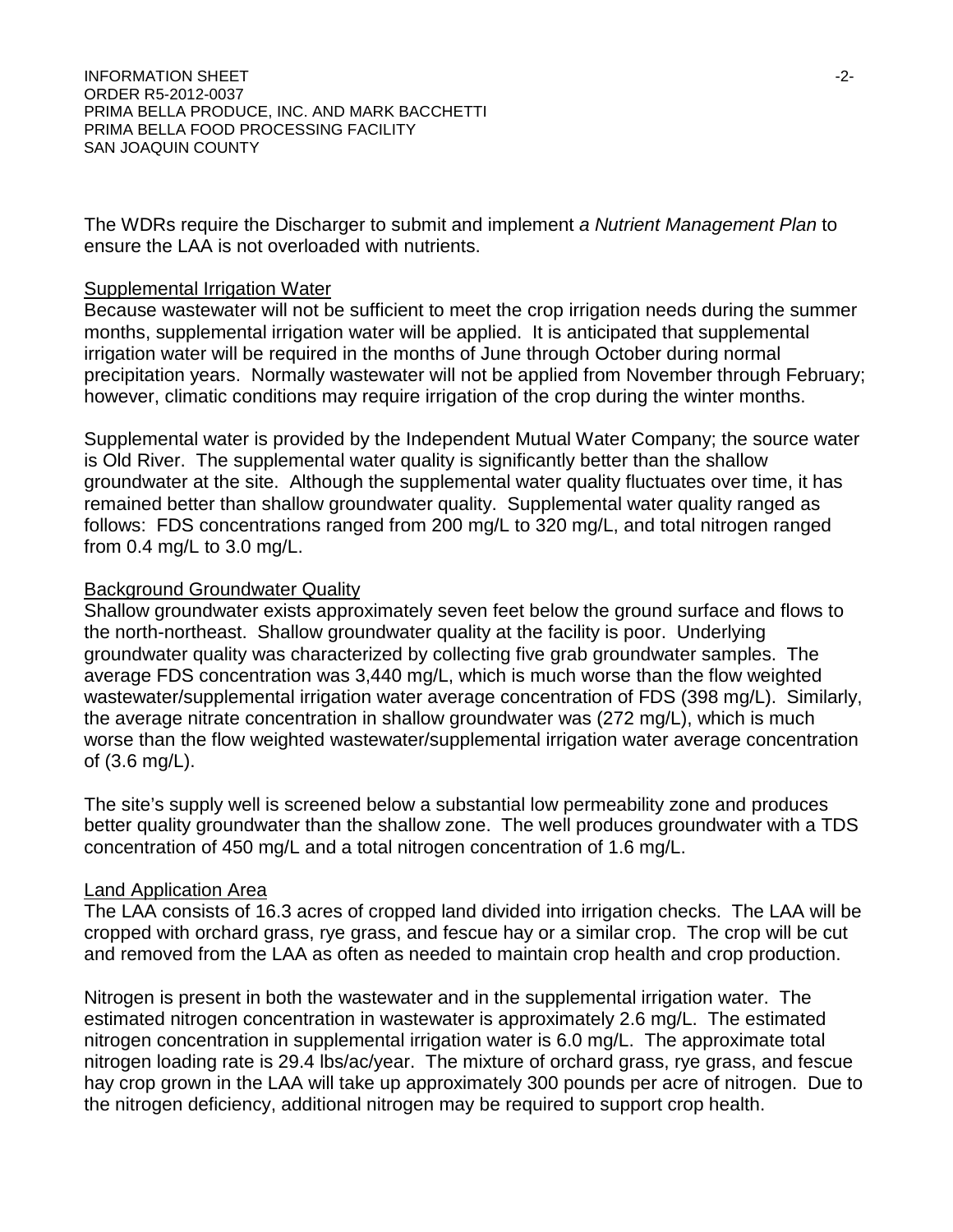The WDRs require the Discharger to submit and implement *a Nutrient Management Plan* to ensure the LAA is not overloaded with nutrients.

## Supplemental Irrigation Water

Because wastewater will not be sufficient to meet the crop irrigation needs during the summer months, supplemental irrigation water will be applied. It is anticipated that supplemental irrigation water will be required in the months of June through October during normal precipitation years. Normally wastewater will not be applied from November through February; however, climatic conditions may require irrigation of the crop during the winter months.

Supplemental water is provided by the Independent Mutual Water Company; the source water is Old River. The supplemental water quality is significantly better than the shallow groundwater at the site. Although the supplemental water quality fluctuates over time, it has remained better than shallow groundwater quality. Supplemental water quality ranged as follows: FDS concentrations ranged from 200 mg/L to 320 mg/L, and total nitrogen ranged from 0.4 mg/L to 3.0 mg/L.

## Background Groundwater Quality

Shallow groundwater exists approximately seven feet below the ground surface and flows to the north-northeast. Shallow groundwater quality at the facility is poor. Underlying groundwater quality was characterized by collecting five grab groundwater samples. The average FDS concentration was 3,440 mg/L, which is much worse than the flow weighted wastewater/supplemental irrigation water average concentration of FDS (398 mg/L). Similarly, the average nitrate concentration in shallow groundwater was (272 mg/L), which is much worse than the flow weighted wastewater/supplemental irrigation water average concentration of (3.6 mg/L).

The site's supply well is screened below a substantial low permeability zone and produces better quality groundwater than the shallow zone. The well produces groundwater with a TDS concentration of 450 mg/L and a total nitrogen concentration of 1.6 mg/L.

## Land Application Area

The LAA consists of 16.3 acres of cropped land divided into irrigation checks. The LAA will be cropped with orchard grass, rye grass, and fescue hay or a similar crop. The crop will be cut and removed from the LAA as often as needed to maintain crop health and crop production.

Nitrogen is present in both the wastewater and in the supplemental irrigation water. The estimated nitrogen concentration in wastewater is approximately 2.6 mg/L. The estimated nitrogen concentration in supplemental irrigation water is 6.0 mg/L. The approximate total nitrogen loading rate is 29.4 lbs/ac/year. The mixture of orchard grass, rye grass, and fescue hay crop grown in the LAA will take up approximately 300 pounds per acre of nitrogen. Due to the nitrogen deficiency, additional nitrogen may be required to support crop health.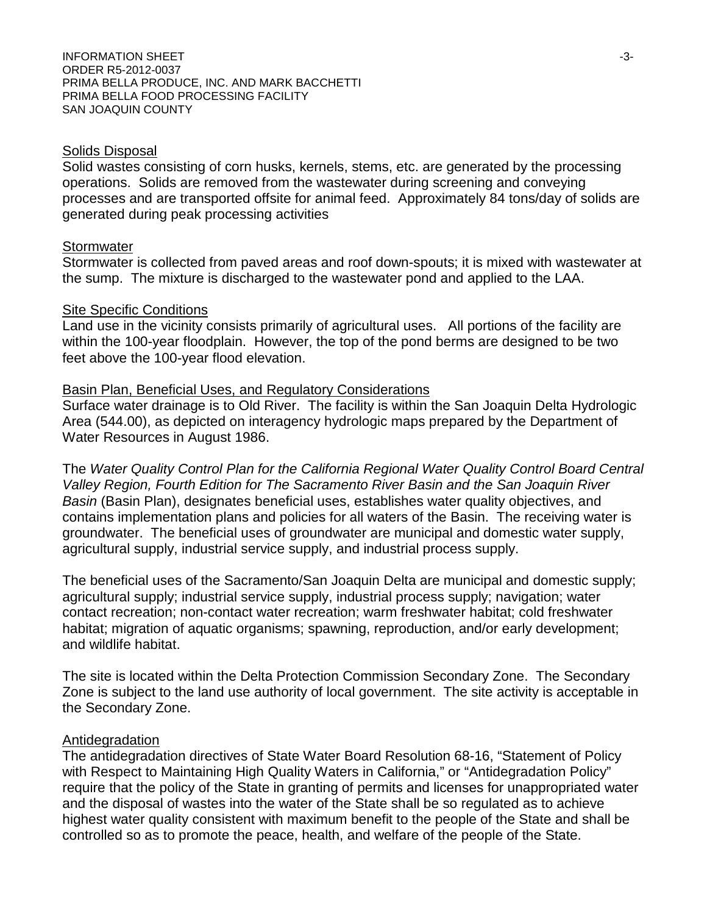## Solids Disposal

Solid wastes consisting of corn husks, kernels, stems, etc. are generated by the processing operations. Solids are removed from the wastewater during screening and conveying processes and are transported offsite for animal feed. Approximately 84 tons/day of solids are generated during peak processing activities

## Stormwater

Stormwater is collected from paved areas and roof down-spouts; it is mixed with wastewater at the sump. The mixture is discharged to the wastewater pond and applied to the LAA.

## Site Specific Conditions

Land use in the vicinity consists primarily of agricultural uses. All portions of the facility are within the 100-year floodplain. However, the top of the pond berms are designed to be two feet above the 100-year flood elevation.

## Basin Plan, Beneficial Uses, and Regulatory Considerations

Surface water drainage is to Old River. The facility is within the San Joaquin Delta Hydrologic Area (544.00), as depicted on interagency hydrologic maps prepared by the Department of Water Resources in August 1986.

The *Water Quality Control Plan for the California Regional Water Quality Control Board Central Valley Region, Fourth Edition for The Sacramento River Basin and the San Joaquin River Basin* (Basin Plan), designates beneficial uses, establishes water quality objectives, and contains implementation plans and policies for all waters of the Basin. The receiving water is groundwater. The beneficial uses of groundwater are municipal and domestic water supply, agricultural supply, industrial service supply, and industrial process supply.

The beneficial uses of the Sacramento/San Joaquin Delta are municipal and domestic supply; agricultural supply; industrial service supply, industrial process supply; navigation; water contact recreation; non-contact water recreation; warm freshwater habitat; cold freshwater habitat; migration of aquatic organisms; spawning, reproduction, and/or early development; and wildlife habitat.

The site is located within the Delta Protection Commission Secondary Zone. The Secondary Zone is subject to the land use authority of local government. The site activity is acceptable in the Secondary Zone.

## Antidegradation

The antidegradation directives of State Water Board Resolution 68-16, "Statement of Policy with Respect to Maintaining High Quality Waters in California," or "Antidegradation Policy" require that the policy of the State in granting of permits and licenses for unappropriated water and the disposal of wastes into the water of the State shall be so regulated as to achieve highest water quality consistent with maximum benefit to the people of the State and shall be controlled so as to promote the peace, health, and welfare of the people of the State.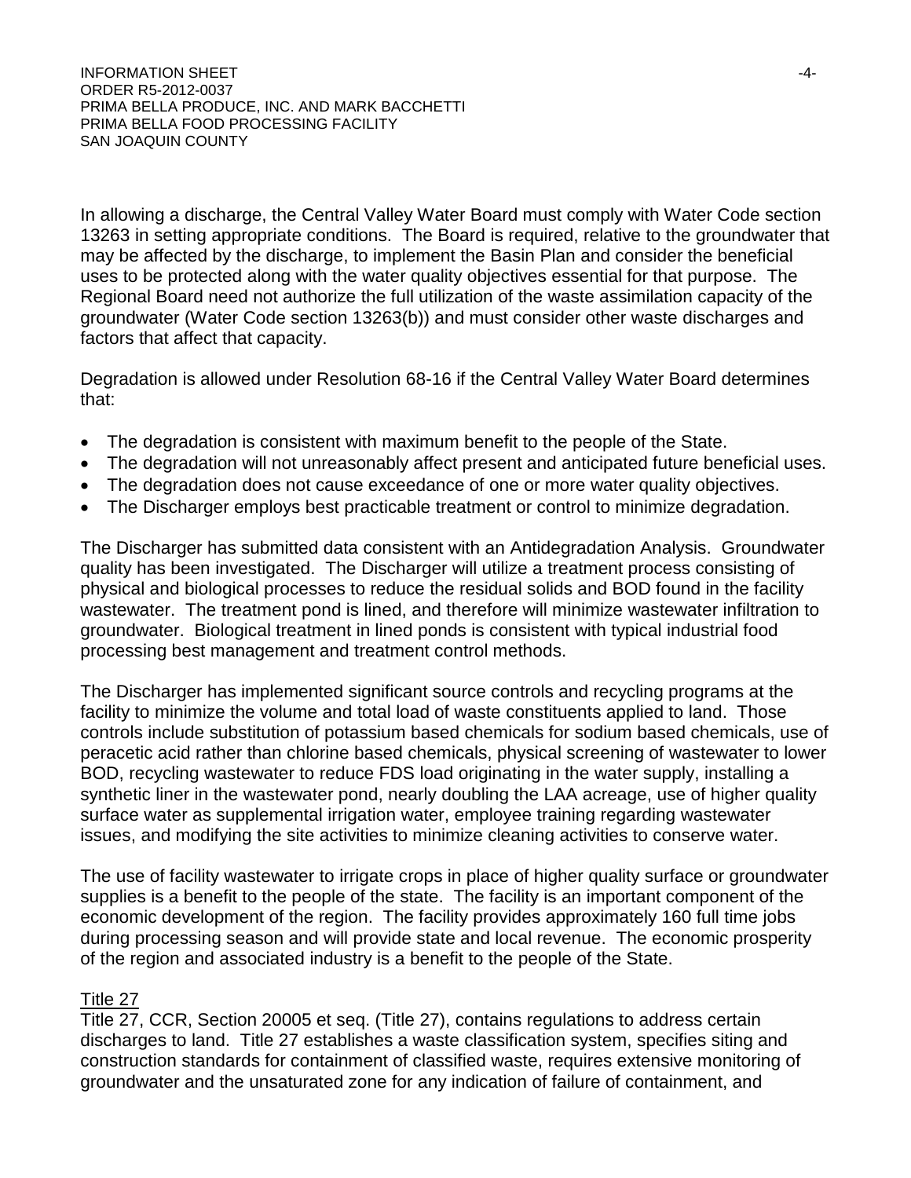In allowing a discharge, the Central Valley Water Board must comply with Water Code section 13263 in setting appropriate conditions. The Board is required, relative to the groundwater that may be affected by the discharge, to implement the Basin Plan and consider the beneficial uses to be protected along with the water quality objectives essential for that purpose. The Regional Board need not authorize the full utilization of the waste assimilation capacity of the groundwater (Water Code section 13263(b)) and must consider other waste discharges and factors that affect that capacity.

Degradation is allowed under Resolution 68-16 if the Central Valley Water Board determines that:

- The degradation is consistent with maximum benefit to the people of the State.
- The degradation will not unreasonably affect present and anticipated future beneficial uses.
- The degradation does not cause exceedance of one or more water quality objectives.
- The Discharger employs best practicable treatment or control to minimize degradation.

The Discharger has submitted data consistent with an Antidegradation Analysis. Groundwater quality has been investigated. The Discharger will utilize a treatment process consisting of physical and biological processes to reduce the residual solids and BOD found in the facility wastewater. The treatment pond is lined, and therefore will minimize wastewater infiltration to groundwater. Biological treatment in lined ponds is consistent with typical industrial food processing best management and treatment control methods.

The Discharger has implemented significant source controls and recycling programs at the facility to minimize the volume and total load of waste constituents applied to land. Those controls include substitution of potassium based chemicals for sodium based chemicals, use of peracetic acid rather than chlorine based chemicals, physical screening of wastewater to lower BOD, recycling wastewater to reduce FDS load originating in the water supply, installing a synthetic liner in the wastewater pond, nearly doubling the LAA acreage, use of higher quality surface water as supplemental irrigation water, employee training regarding wastewater issues, and modifying the site activities to minimize cleaning activities to conserve water.

The use of facility wastewater to irrigate crops in place of higher quality surface or groundwater supplies is a benefit to the people of the state. The facility is an important component of the economic development of the region. The facility provides approximately 160 full time jobs during processing season and will provide state and local revenue. The economic prosperity of the region and associated industry is a benefit to the people of the State.

## Title 27

Title 27, CCR, Section 20005 et seq. (Title 27), contains regulations to address certain discharges to land. Title 27 establishes a waste classification system, specifies siting and construction standards for containment of classified waste, requires extensive monitoring of groundwater and the unsaturated zone for any indication of failure of containment, and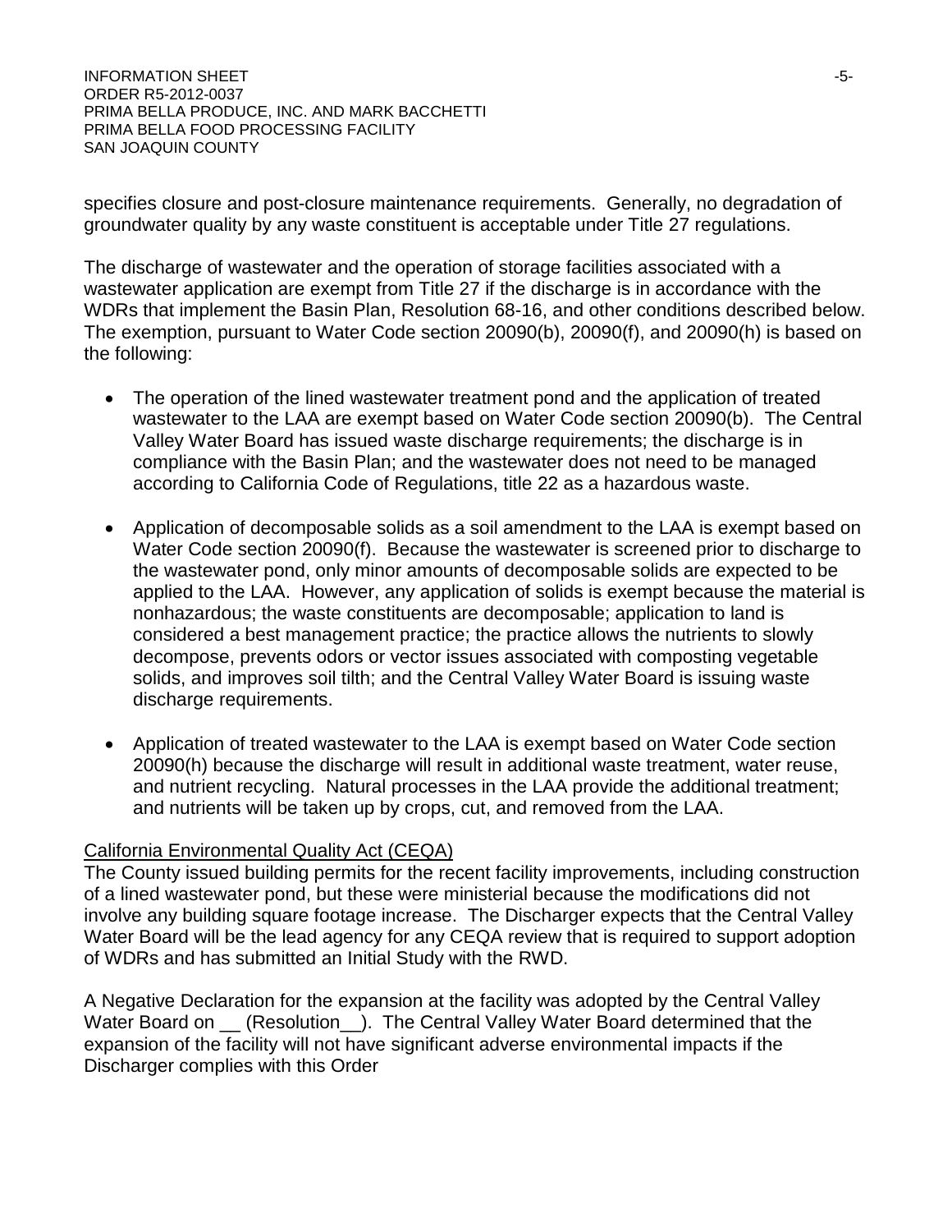specifies closure and post-closure maintenance requirements. Generally, no degradation of groundwater quality by any waste constituent is acceptable under Title 27 regulations.

The discharge of wastewater and the operation of storage facilities associated with a wastewater application are exempt from Title 27 if the discharge is in accordance with the WDRs that implement the Basin Plan, Resolution 68-16, and other conditions described below. The exemption, pursuant to Water Code section 20090(b), 20090(f), and 20090(h) is based on the following:

- The operation of the lined wastewater treatment pond and the application of treated wastewater to the LAA are exempt based on Water Code section 20090(b). The Central Valley Water Board has issued waste discharge requirements; the discharge is in compliance with the Basin Plan; and the wastewater does not need to be managed according to California Code of Regulations, title 22 as a hazardous waste.

- Application of decomposable solids as a soil amendment to the LAA is exempt based on Water Code section 20090(f). Because the wastewater is screened prior to discharge to the wastewater pond, only minor amounts of decomposable solids are expected to be applied to the LAA. However, any application of solids is exempt because the material is nonhazardous; the waste constituents are decomposable; application to land is considered a best management practice; the practice allows the nutrients to slowly decompose, prevents odors or vector issues associated with composting vegetable solids, and improves soil tilth; and the Central Valley Water Board is issuing waste discharge requirements.

- Application of treated wastewater to the LAA is exempt based on Water Code section 20090(h) because the discharge will result in additional waste treatment, water reuse, and nutrient recycling. Natural processes in the LAA provide the additional treatment; and nutrients will be taken up by crops, cut, and removed from the LAA.

California Environmental Quality Act (CEQA)

The County issued building permits for the recent facility improvements, including construction of a lined wastewater pond, but these were ministerial because the modifications did not involve any building square footage increase. The Discharger expects that the Central Valley Water Board will be the lead agency for any CEQA review that is required to support adoption of WDRs and has submitted an Initial Study with the RWD.

A Negative Declaration for the expansion at the facility was adopted by the Central Valley Water Board on __ (Resolution__). The Central Valley Water Board determined that the expansion of the facility will not have significant adverse environmental impacts if the Discharger complies with this Order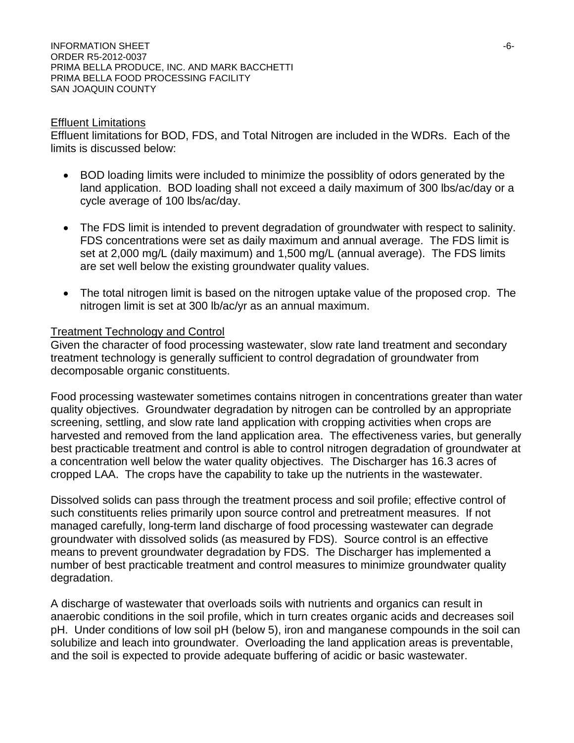## Effluent Limitations

Effluent limitations for BOD, FDS, and Total Nitrogen are included in the WDRs. Each of the limits is discussed below:

- BOD loading limits were included to minimize the possiblity of odors generated by the land application. BOD loading shall not exceed a daily maximum of 300 lbs/ac/day or a cycle average of 100 lbs/ac/day.
- The FDS limit is intended to prevent degradation of groundwater with respect to salinity. FDS concentrations were set as daily maximum and annual average. The FDS limit is set at 2,000 mg/L (daily maximum) and 1,500 mg/L (annual average). The FDS limits are set well below the existing groundwater quality values.
- The total nitrogen limit is based on the nitrogen uptake value of the proposed crop. The nitrogen limit is set at 300 lb/ac/yr as an annual maximum.

## Treatment Technology and Control

Given the character of food processing wastewater, slow rate land treatment and secondary treatment technology is generally sufficient to control degradation of groundwater from decomposable organic constituents.

Food processing wastewater sometimes contains nitrogen in concentrations greater than water quality objectives. Groundwater degradation by nitrogen can be controlled by an appropriate screening, settling, and slow rate land application with cropping activities when crops are harvested and removed from the land application area. The effectiveness varies, but generally best practicable treatment and control is able to control nitrogen degradation of groundwater at a concentration well below the water quality objectives. The Discharger has 16.3 acres of cropped LAA. The crops have the capability to take up the nutrients in the wastewater.

Dissolved solids can pass through the treatment process and soil profile; effective control of such constituents relies primarily upon source control and pretreatment measures. If not managed carefully, long-term land discharge of food processing wastewater can degrade groundwater with dissolved solids (as measured by FDS). Source control is an effective means to prevent groundwater degradation by FDS. The Discharger has implemented a number of best practicable treatment and control measures to minimize groundwater quality degradation.

A discharge of wastewater that overloads soils with nutrients and organics can result in anaerobic conditions in the soil profile, which in turn creates organic acids and decreases soil pH. Under conditions of low soil pH (below 5), iron and manganese compounds in the soil can solubilize and leach into groundwater. Overloading the land application areas is preventable, and the soil is expected to provide adequate buffering of acidic or basic wastewater.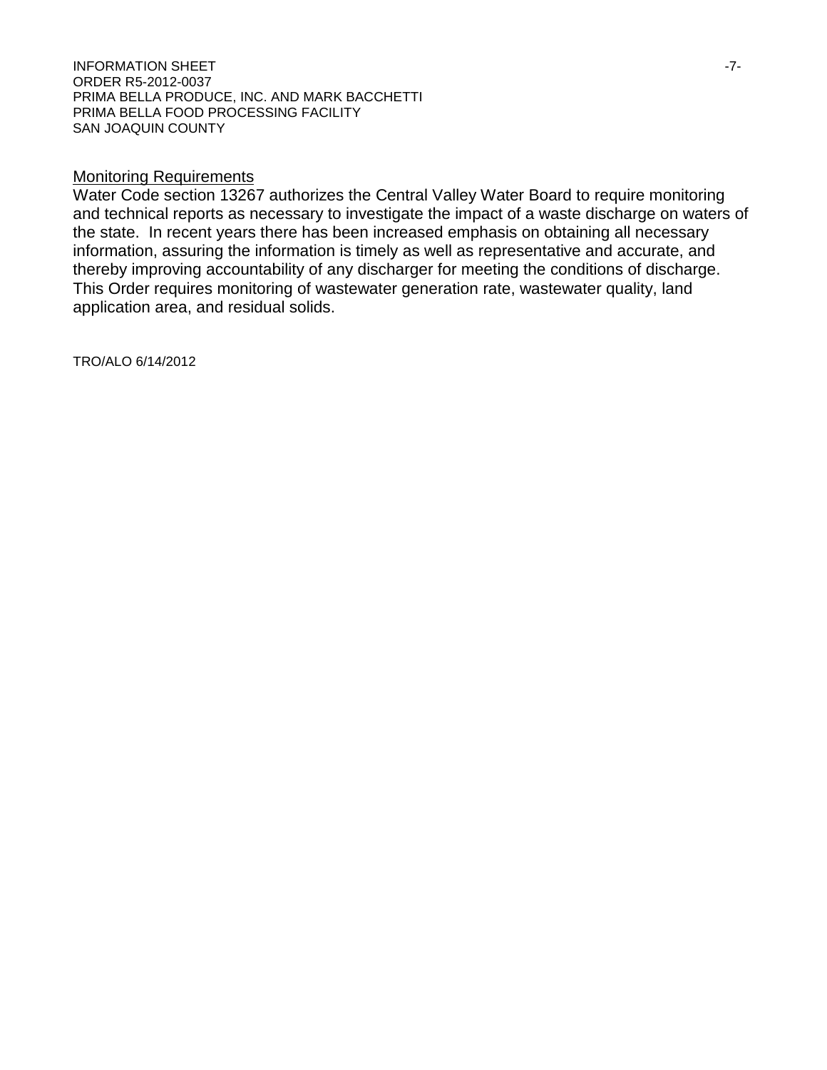## Monitoring Requirements

Water Code section 13267 authorizes the Central Valley Water Board to require monitoring and technical reports as necessary to investigate the impact of a waste discharge on waters of the state. In recent years there has been increased emphasis on obtaining all necessary information, assuring the information is timely as well as representative and accurate, and thereby improving accountability of any discharger for meeting the conditions of discharge. This Order requires monitoring of wastewater generation rate, wastewater quality, land application area, and residual solids.

TRO/ALO 6/14/2012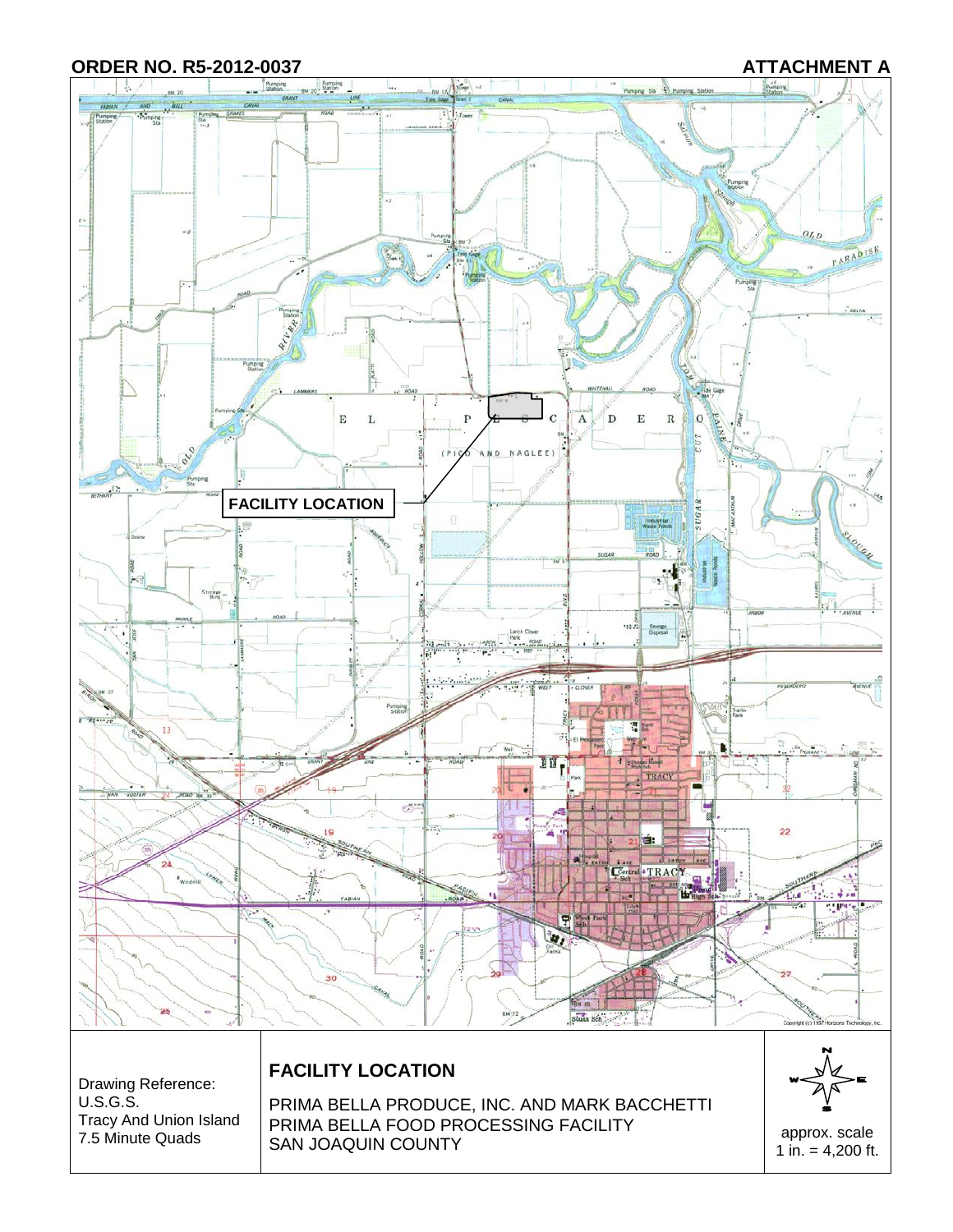**ORDER NO. R5-2012-0037** **ATTACHMENT A**

FACILITY LOCATION

Copyright (c) 1997 Horizons Technology, Inc.

| Drawing Reference: U.S.G.S. Tracy And Union Island 7.5 Minute Quads | **FACILITY LOCATION**<br>PRIMA BELLA PRODUCE, INC. AND MARK BACCHETTI<br>PRIMA BELLA FOOD PROCESSING FACILITY<br>SAN JOAQUIN COUNTY | approx. scale 1 in. = 4,200 ft. |
|---|---|---|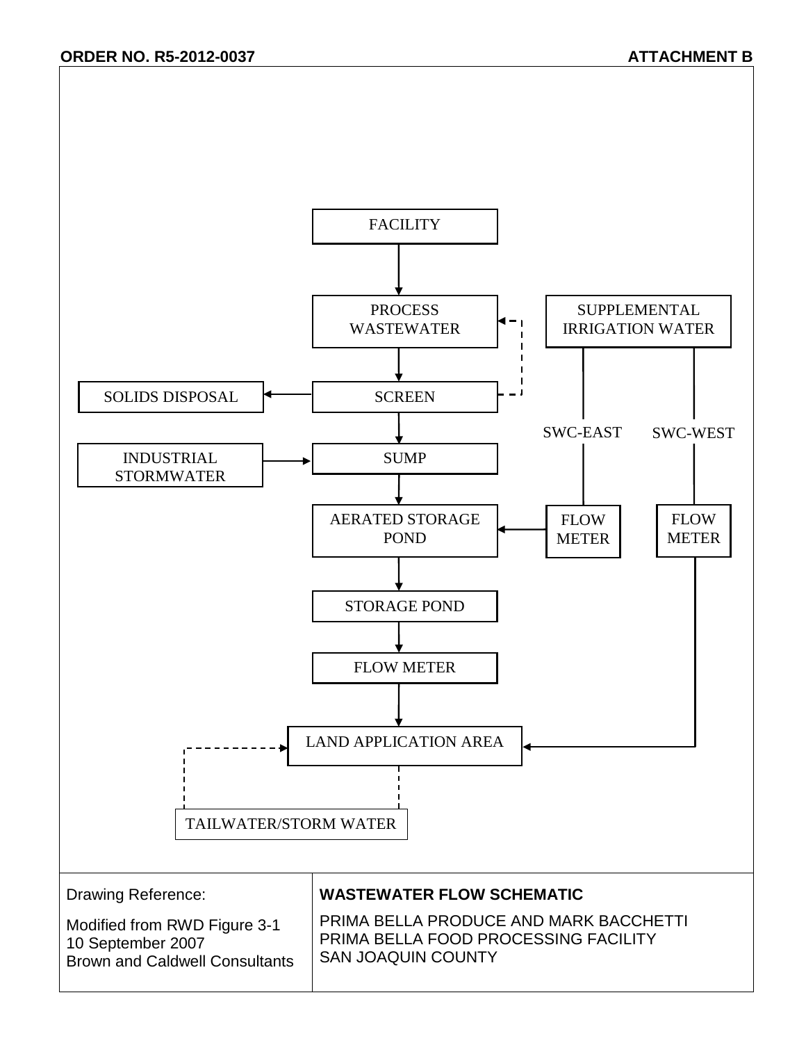**ORDER NO. R5-2012-0037** **ATTACHMENT B**

FACILITY

PROCESS WASTEWATER

SUPPLEMENTAL IRRIGATION WATER

SOLIDS DISPOSAL

SCREEN

SWC-EAST

SWC-WEST

INDUSTRIAL STORMWATER

SUMP

AERATED STORAGE POND

FLOW METER

FLOW METER

STORAGE POND

FLOW METER

LAND APPLICATION AREA

TAILWATER/STORM WATER

| Drawing Reference: | **WASTEWATER FLOW SCHEMATIC** |
| --- | --- |
| Modified from RWD Figure 3-1<br>10 September 2007<br>Brown and Caldwell Consultants | PRIMA BELLA PRODUCE AND MARK BACCHETTI<br>PRIMA BELLA FOOD PROCESSING FACILITY<br>SAN JOAQUIN COUNTY |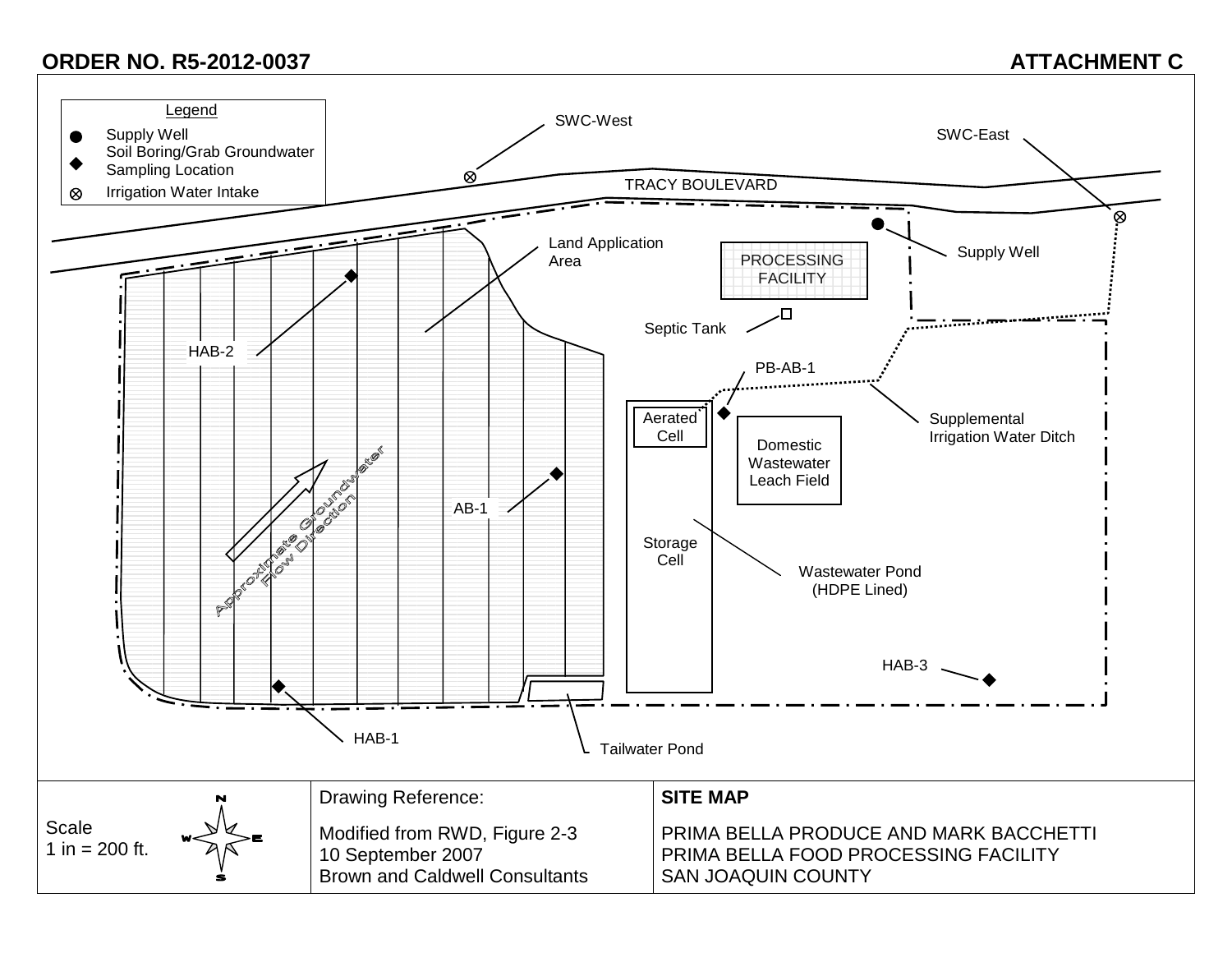**ORDER NO. R5-2012-0037** **ATTACHMENT C**

Legend

- Supply Well
- Soil Boring/Grab Groundwater Sampling Location
- Irrigation Water Intake

SWC-West

SWC-East

TRACY BOULEVARD

Land Application Area

PROCESSING FACILITY

Supply Well

Septic Tank

HAB-2

PB-AB-1

Supplemental Irrigation Water Ditch

Aerated Cell

Domestic Wastewater Leach Field

AB-1

Approximate Groundwater Flow Direction

Storage Cell

Wastewater Pond (HDPE Lined)

HAB-3

HAB-1

Tailwater Pond

N W E S

Scale
1 in = 200 ft.

Drawing Reference:

Modified from RWD, Figure 2-3
10 September 2007
Brown and Caldwell Consultants

**SITE MAP**

PRIMA BELLA PRODUCE AND MARK BACCHETTI
PRIMA BELLA FOOD PROCESSING FACILITY
SAN JOAQUIN COUNTY